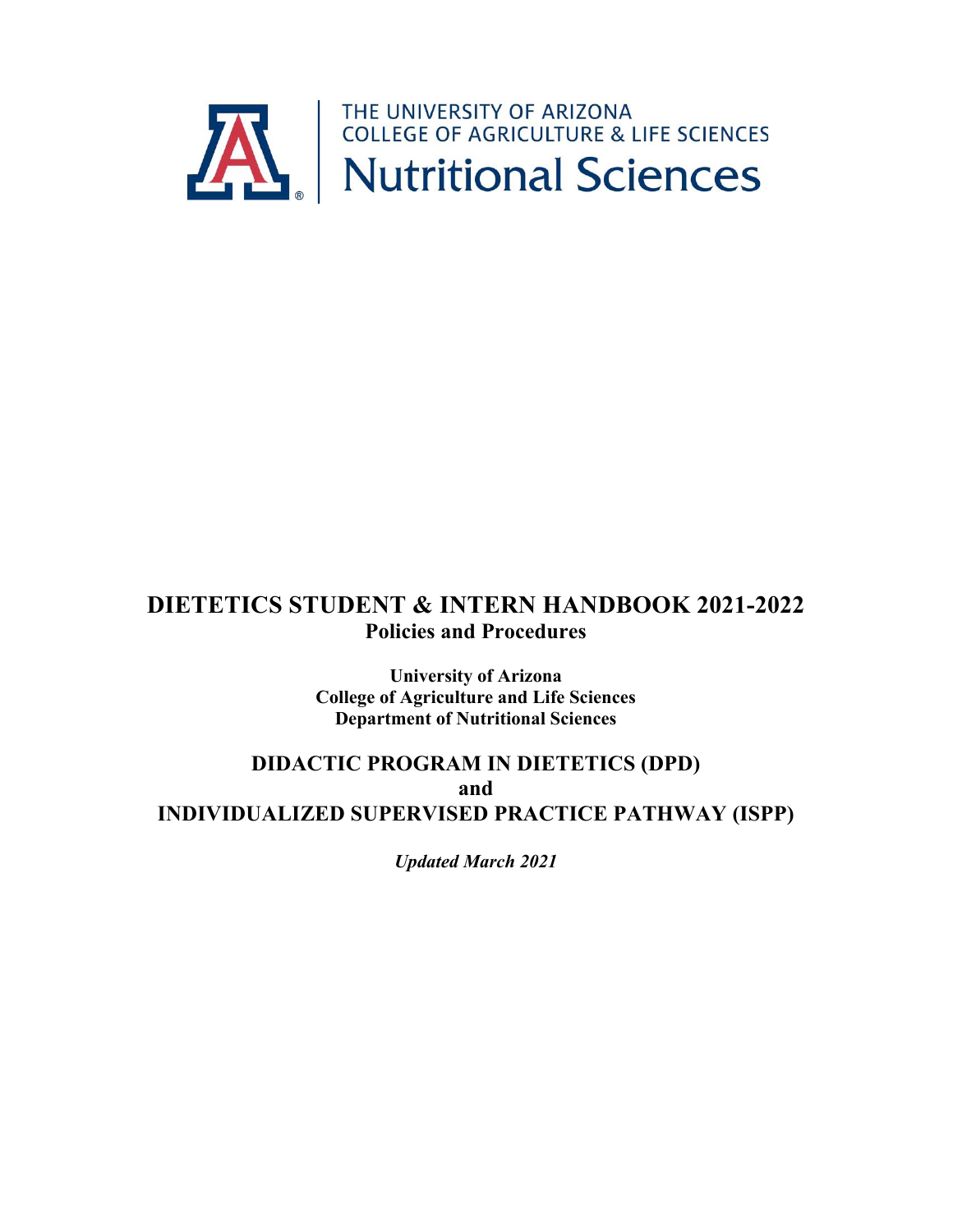THE UNIVERSITY OF ARIZONA
COLLEGE OF AGRICULTURE & LIFE SCIENCES
Nutritional Sciences

# DIETETICS STUDENT & INTERN HANDBOOK 2021-2022

## Policies and Procedures

**University of Arizona**
**College of Agriculture and Life Sciences**
**Department of Nutritional Sciences**

## DIDACTIC PROGRAM IN DIETETICS (DPD)
## and
## INDIVIDUALIZED SUPERVISED PRACTICE PATHWAY (ISPP)

***Updated March 2021***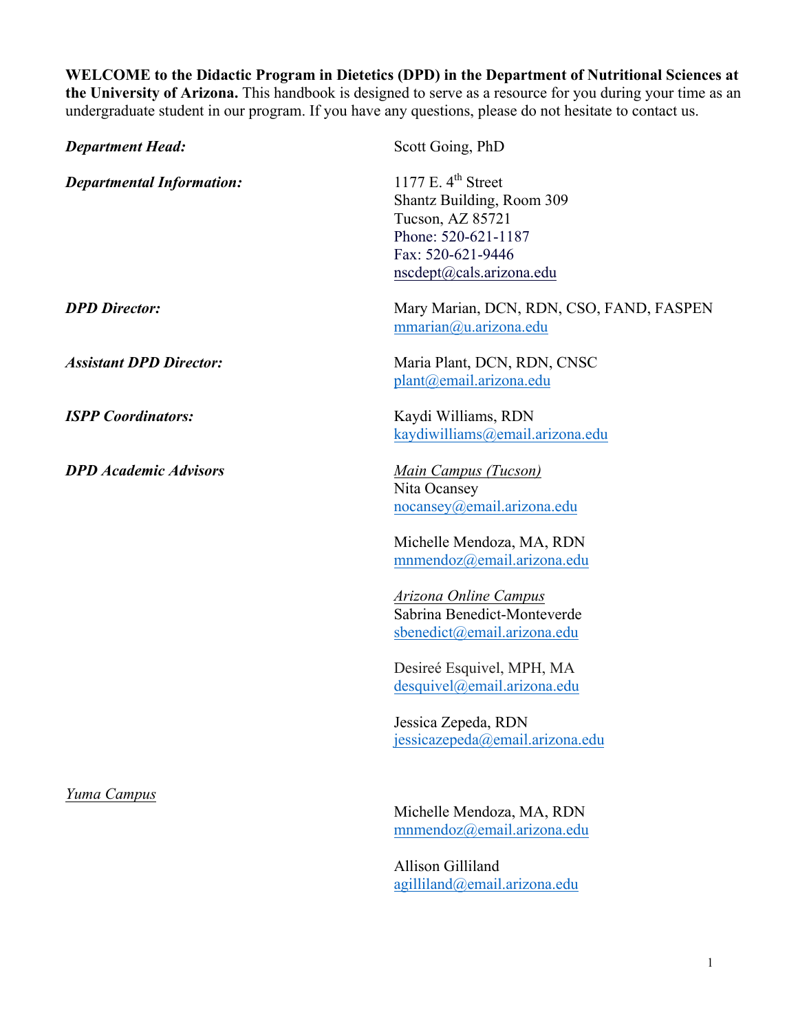**WELCOME to the Didactic Program in Dietetics (DPD) in the Department of Nutritional Sciences at the University of Arizona.** This handbook is designed to serve as a resource for you during your time as an undergraduate student in our program. If you have any questions, please do not hesitate to contact us.

***Department Head:*** Scott Going, PhD

***Departmental Information:***
1177 E. 4th Street
Shantz Building, Room 309
Tucson, AZ 85721
Phone: 520-621-1187
Fax: 520-621-9446
nscdept@cals.arizona.edu

***DPD Director:*** Mary Marian, DCN, RDN, CSO, FAND, FASPEN
mmarian@u.arizona.edu

***Assistant DPD Director:*** Maria Plant, DCN, RDN, CNSC
plant@email.arizona.edu

***ISPP Coordinators:*** Kaydi Williams, RDN
kaydiwilliams@email.arizona.edu

***DPD Academic Advisors***

*Main Campus (Tucson)*

Nita Ocansey
nocansey@email.arizona.edu

Michelle Mendoza, MA, RDN
mnmendoz@email.arizona.edu

*Arizona Online Campus*

Sabrina Benedict-Monteverde
sbenedict@email.arizona.edu

Desireé Esquivel, MPH, MA
desquivel@email.arizona.edu

Jessica Zepeda, RDN
jessicazepeda@email.arizona.edu

*Yuma Campus*

Michelle Mendoza, MA, RDN
mnmendoz@email.arizona.edu

Allison Gilliland
agilliland@email.arizona.edu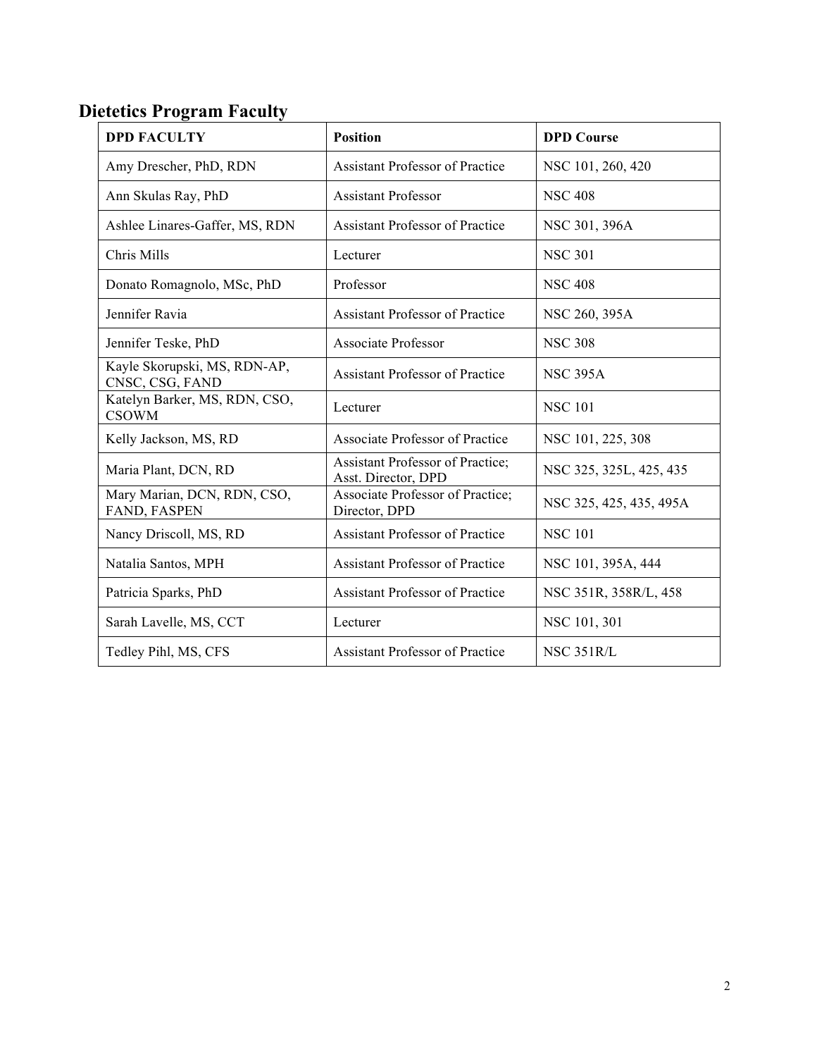## Dietetics Program Faculty

| DPD FACULTY | Position | DPD Course |
|---|---|---|
| Amy Drescher, PhD, RDN | Assistant Professor of Practice | NSC 101, 260, 420 |
| Ann Skulas Ray, PhD | Assistant Professor | NSC 408 |
| Ashlee Linares-Gaffer, MS, RDN | Assistant Professor of Practice | NSC 301, 396A |
| Chris Mills | Lecturer | NSC 301 |
| Donato Romagnolo, MSc, PhD | Professor | NSC 408 |
| Jennifer Ravia | Assistant Professor of Practice | NSC 260, 395A |
| Jennifer Teske, PhD | Associate Professor | NSC 308 |
| Kayle Skorupski, MS, RDN-AP, CNSC, CSG, FAND | Assistant Professor of Practice | NSC 395A |
| Katelyn Barker, MS, RDN, CSO, CSOWM | Lecturer | NSC 101 |
| Kelly Jackson, MS, RD | Associate Professor of Practice | NSC 101, 225, 308 |
| Maria Plant, DCN, RD | Assistant Professor of Practice; Asst. Director, DPD | NSC 325, 325L, 425, 435 |
| Mary Marian, DCN, RDN, CSO, FAND, FASPEN | Associate Professor of Practice; Director, DPD | NSC 325, 425, 435, 495A |
| Nancy Driscoll, MS, RD | Assistant Professor of Practice | NSC 101 |
| Natalia Santos, MPH | Assistant Professor of Practice | NSC 101, 395A, 444 |
| Patricia Sparks, PhD | Assistant Professor of Practice | NSC 351R, 358R/L, 458 |
| Sarah Lavelle, MS, CCT | Lecturer | NSC 101, 301 |
| Tedley Pihl, MS, CFS | Assistant Professor of Practice | NSC 351R/L |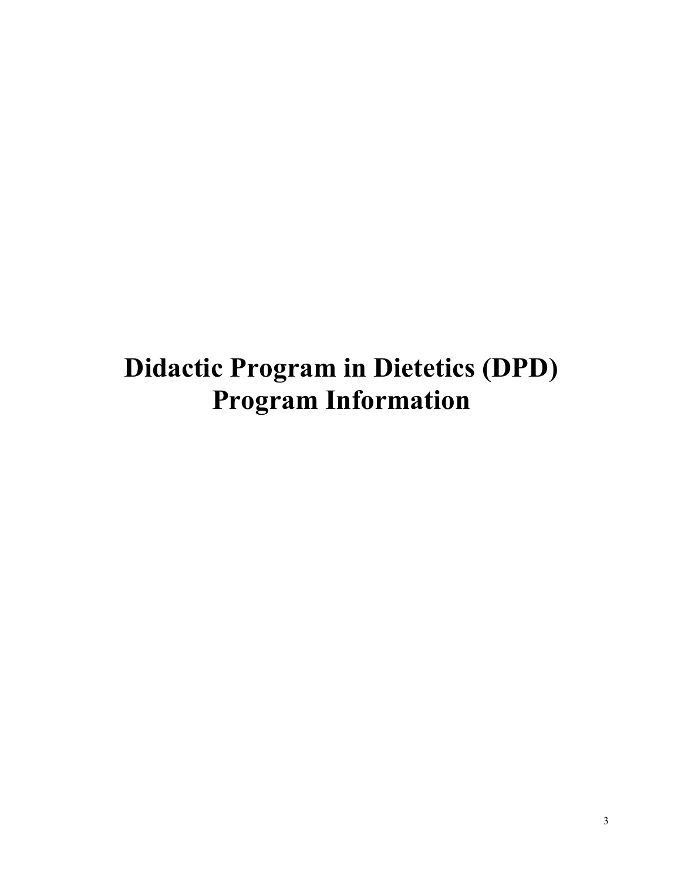# Didactic Program in Dietetics (DPD) Program Information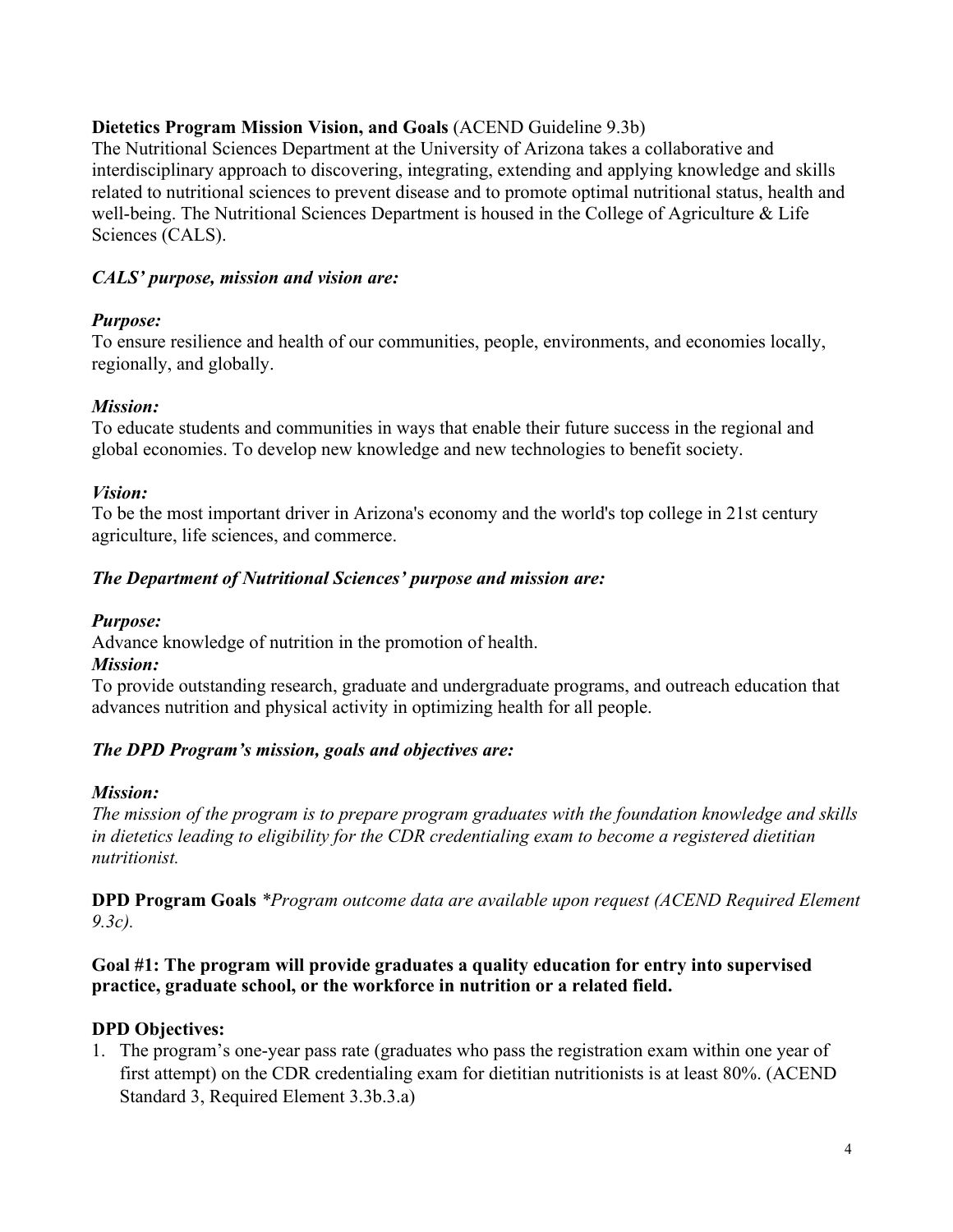**Dietetics Program Mission Vision, and Goals** (ACEND Guideline 9.3b)

The Nutritional Sciences Department at the University of Arizona takes a collaborative and interdisciplinary approach to discovering, integrating, extending and applying knowledge and skills related to nutritional sciences to prevent disease and to promote optimal nutritional status, health and well-being. The Nutritional Sciences Department is housed in the College of Agriculture & Life Sciences (CALS).

***CALS' purpose, mission and vision are:***

***Purpose:***

To ensure resilience and health of our communities, people, environments, and economies locally, regionally, and globally.

***Mission:***

To educate students and communities in ways that enable their future success in the regional and global economies. To develop new knowledge and new technologies to benefit society.

***Vision:***

To be the most important driver in Arizona's economy and the world's top college in 21st century agriculture, life sciences, and commerce.

***The Department of Nutritional Sciences' purpose and mission are:***

***Purpose:***

Advance knowledge of nutrition in the promotion of health.

***Mission:***

To provide outstanding research, graduate and undergraduate programs, and outreach education that advances nutrition and physical activity in optimizing health for all people.

***The DPD Program's mission, goals and objectives are:***

***Mission:***

*The mission of the program is to prepare program graduates with the foundation knowledge and skills in dietetics leading to eligibility for the CDR credentialing exam to become a registered dietitian nutritionist.*

**DPD Program Goals** *\*Program outcome data are available upon request (ACEND Required Element 9.3c).*

**Goal #1: The program will provide graduates a quality education for entry into supervised practice, graduate school, or the workforce in nutrition or a related field.**

**DPD Objectives:**

1. The program's one-year pass rate (graduates who pass the registration exam within one year of first attempt) on the CDR credentialing exam for dietitian nutritionists is at least 80%. (ACEND Standard 3, Required Element 3.3b.3.a)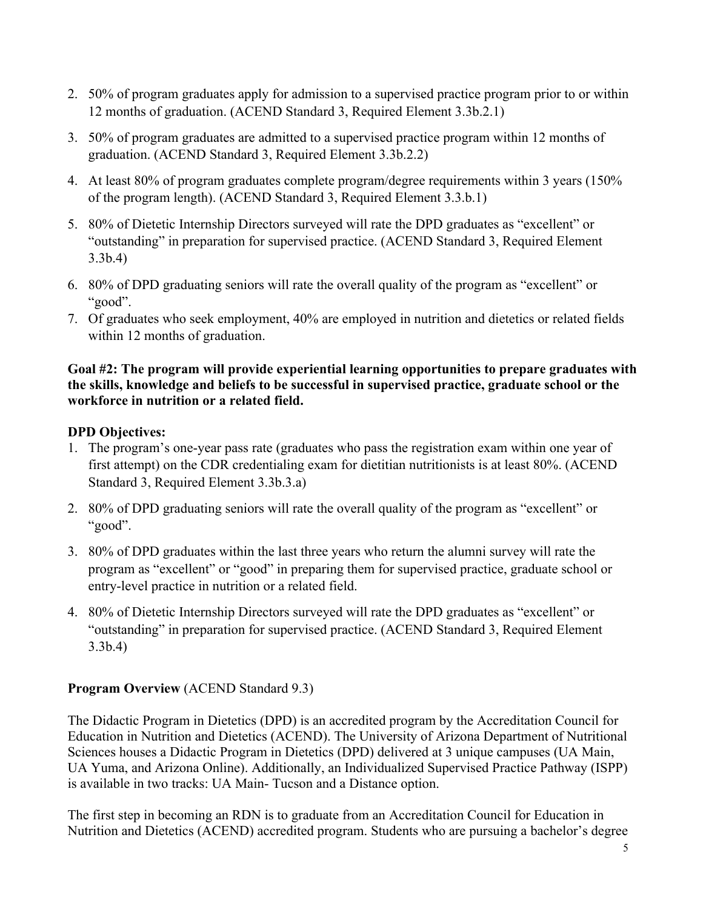2. 50% of program graduates apply for admission to a supervised practice program prior to or within 12 months of graduation. (ACEND Standard 3, Required Element 3.3b.2.1)
3. 50% of program graduates are admitted to a supervised practice program within 12 months of graduation. (ACEND Standard 3, Required Element 3.3b.2.2)
4. At least 80% of program graduates complete program/degree requirements within 3 years (150% of the program length). (ACEND Standard 3, Required Element 3.3.b.1)
5. 80% of Dietetic Internship Directors surveyed will rate the DPD graduates as "excellent" or "outstanding" in preparation for supervised practice. (ACEND Standard 3, Required Element 3.3b.4)
6. 80% of DPD graduating seniors will rate the overall quality of the program as "excellent" or "good".
7. Of graduates who seek employment, 40% are employed in nutrition and dietetics or related fields within 12 months of graduation.

**Goal #2: The program will provide experiential learning opportunities to prepare graduates with the skills, knowledge and beliefs to be successful in supervised practice, graduate school or the workforce in nutrition or a related field.**

**DPD Objectives:**

1. The program's one-year pass rate (graduates who pass the registration exam within one year of first attempt) on the CDR credentialing exam for dietitian nutritionists is at least 80%. (ACEND Standard 3, Required Element 3.3b.3.a)
2. 80% of DPD graduating seniors will rate the overall quality of the program as "excellent" or "good".
3. 80% of DPD graduates within the last three years who return the alumni survey will rate the program as "excellent" or "good" in preparing them for supervised practice, graduate school or entry-level practice in nutrition or a related field.
4. 80% of Dietetic Internship Directors surveyed will rate the DPD graduates as "excellent" or "outstanding" in preparation for supervised practice. (ACEND Standard 3, Required Element 3.3b.4)

**Program Overview** (ACEND Standard 9.3)

The Didactic Program in Dietetics (DPD) is an accredited program by the Accreditation Council for Education in Nutrition and Dietetics (ACEND). The University of Arizona Department of Nutritional Sciences houses a Didactic Program in Dietetics (DPD) delivered at 3 unique campuses (UA Main, UA Yuma, and Arizona Online). Additionally, an Individualized Supervised Practice Pathway (ISPP) is available in two tracks: UA Main- Tucson and a Distance option.

The first step in becoming an RDN is to graduate from an Accreditation Council for Education in Nutrition and Dietetics (ACEND) accredited program. Students who are pursuing a bachelor's degree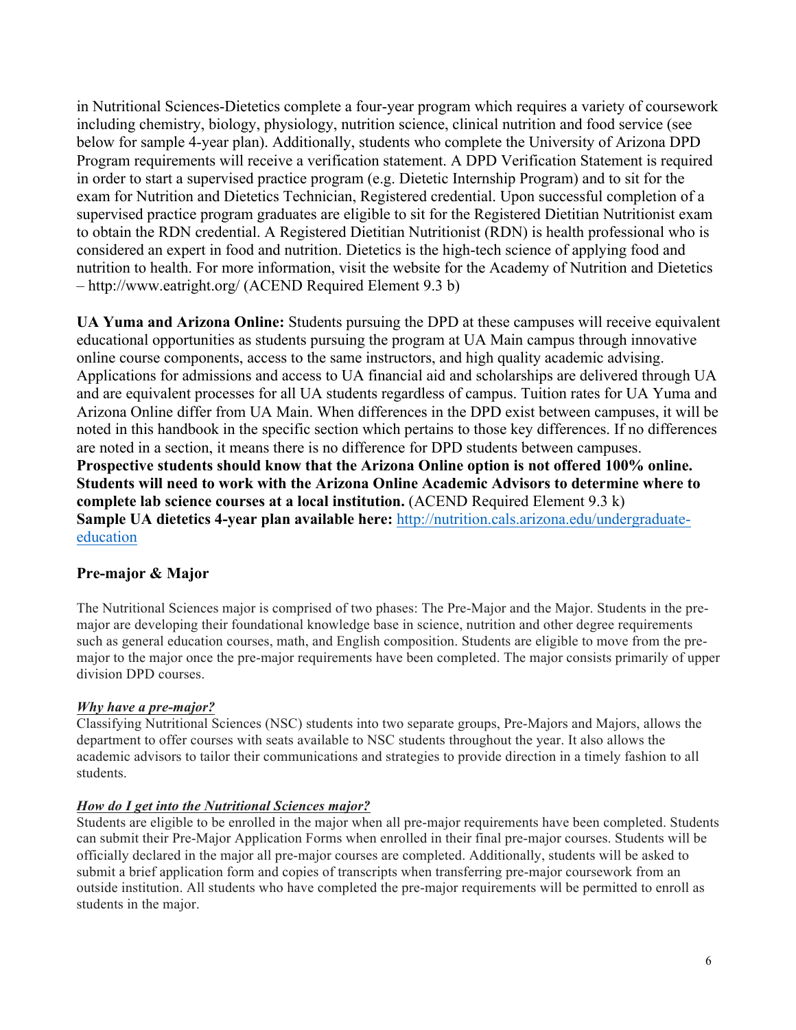in Nutritional Sciences-Dietetics complete a four-year program which requires a variety of coursework including chemistry, biology, physiology, nutrition science, clinical nutrition and food service (see below for sample 4-year plan). Additionally, students who complete the University of Arizona DPD Program requirements will receive a verification statement. A DPD Verification Statement is required in order to start a supervised practice program (e.g. Dietetic Internship Program) and to sit for the exam for Nutrition and Dietetics Technician, Registered credential. Upon successful completion of a supervised practice program graduates are eligible to sit for the Registered Dietitian Nutritionist exam to obtain the RDN credential. A Registered Dietitian Nutritionist (RDN) is health professional who is considered an expert in food and nutrition. Dietetics is the high-tech science of applying food and nutrition to health. For more information, visit the website for the Academy of Nutrition and Dietetics – http://www.eatright.org/ (ACEND Required Element 9.3 b)

**UA Yuma and Arizona Online:** Students pursuing the DPD at these campuses will receive equivalent educational opportunities as students pursuing the program at UA Main campus through innovative online course components, access to the same instructors, and high quality academic advising. Applications for admissions and access to UA financial aid and scholarships are delivered through UA and are equivalent processes for all UA students regardless of campus. Tuition rates for UA Yuma and Arizona Online differ from UA Main. When differences in the DPD exist between campuses, it will be noted in this handbook in the specific section which pertains to those key differences. If no differences are noted in a section, it means there is no difference for DPD students between campuses. **Prospective students should know that the Arizona Online option is not offered 100% online. Students will need to work with the Arizona Online Academic Advisors to determine where to complete lab science courses at a local institution.** (ACEND Required Element 9.3 k)
**Sample UA dietetics 4-year plan available here:** [http://nutrition.cals.arizona.edu/undergraduate-education](http://nutrition.cals.arizona.edu/undergraduate-education)

## Pre-major & Major

The Nutritional Sciences major is comprised of two phases: The Pre-Major and the Major. Students in the pre-major are developing their foundational knowledge base in science, nutrition and other degree requirements such as general education courses, math, and English composition. Students are eligible to move from the pre-major to the major once the pre-major requirements have been completed. The major consists primarily of upper division DPD courses.

***Why have a pre-major?***
Classifying Nutritional Sciences (NSC) students into two separate groups, Pre-Majors and Majors, allows the department to offer courses with seats available to NSC students throughout the year. It also allows the academic advisors to tailor their communications and strategies to provide direction in a timely fashion to all students.

***How do I get into the Nutritional Sciences major?***
Students are eligible to be enrolled in the major when all pre-major requirements have been completed. Students can submit their Pre-Major Application Forms when enrolled in their final pre-major courses. Students will be officially declared in the major all pre-major courses are completed. Additionally, students will be asked to submit a brief application form and copies of transcripts when transferring pre-major coursework from an outside institution. All students who have completed the pre-major requirements will be permitted to enroll as students in the major.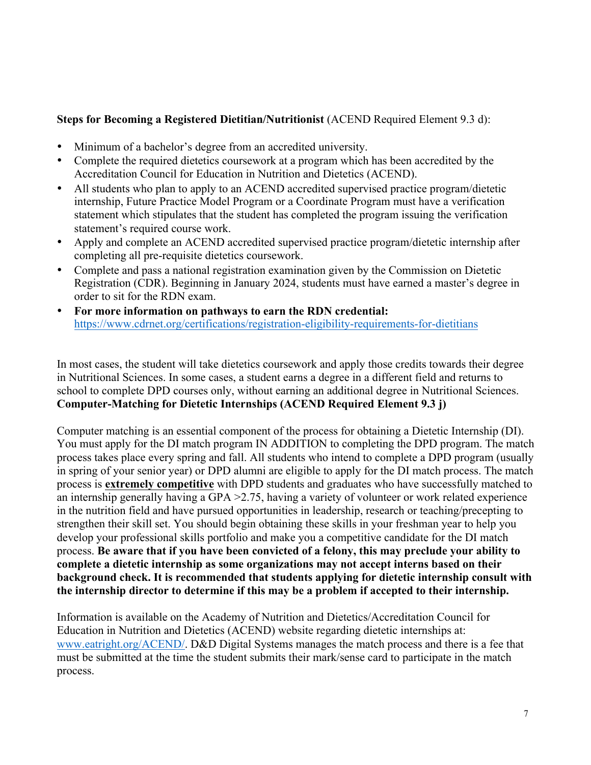**Steps for Becoming a Registered Dietitian/Nutritionist** (ACEND Required Element 9.3 d):

- Minimum of a bachelor's degree from an accredited university.
- Complete the required dietetics coursework at a program which has been accredited by the Accreditation Council for Education in Nutrition and Dietetics (ACEND).
- All students who plan to apply to an ACEND accredited supervised practice program/dietetic internship, Future Practice Model Program or a Coordinate Program must have a verification statement which stipulates that the student has completed the program issuing the verification statement's required course work.
- Apply and complete an ACEND accredited supervised practice program/dietetic internship after completing all pre-requisite dietetics coursework.
- Complete and pass a national registration examination given by the Commission on Dietetic Registration (CDR). Beginning in January 2024, students must have earned a master's degree in order to sit for the RDN exam.
- **For more information on pathways to earn the RDN credential:** https://www.cdrnet.org/certifications/registration-eligibility-requirements-for-dietitians

In most cases, the student will take dietetics coursework and apply those credits towards their degree in Nutritional Sciences. In some cases, a student earns a degree in a different field and returns to school to complete DPD courses only, without earning an additional degree in Nutritional Sciences.

**Computer-Matching for Dietetic Internships (ACEND Required Element 9.3 j)**

Computer matching is an essential component of the process for obtaining a Dietetic Internship (DI). You must apply for the DI match program IN ADDITION to completing the DPD program. The match process takes place every spring and fall. All students who intend to complete a DPD program (usually in spring of your senior year) or DPD alumni are eligible to apply for the DI match process. The match process is **extremely competitive** with DPD students and graduates who have successfully matched to an internship generally having a GPA >2.75, having a variety of volunteer or work related experience in the nutrition field and have pursued opportunities in leadership, research or teaching/precepting to strengthen their skill set. You should begin obtaining these skills in your freshman year to help you develop your professional skills portfolio and make you a competitive candidate for the DI match process. **Be aware that if you have been convicted of a felony, this may preclude your ability to complete a dietetic internship as some organizations may not accept interns based on their background check. It is recommended that students applying for dietetic internship consult with the internship director to determine if this may be a problem if accepted to their internship.**

Information is available on the Academy of Nutrition and Dietetics/Accreditation Council for Education in Nutrition and Dietetics (ACEND) website regarding dietetic internships at: www.eatright.org/ACEND/. D&D Digital Systems manages the match process and there is a fee that must be submitted at the time the student submits their mark/sense card to participate in the match process.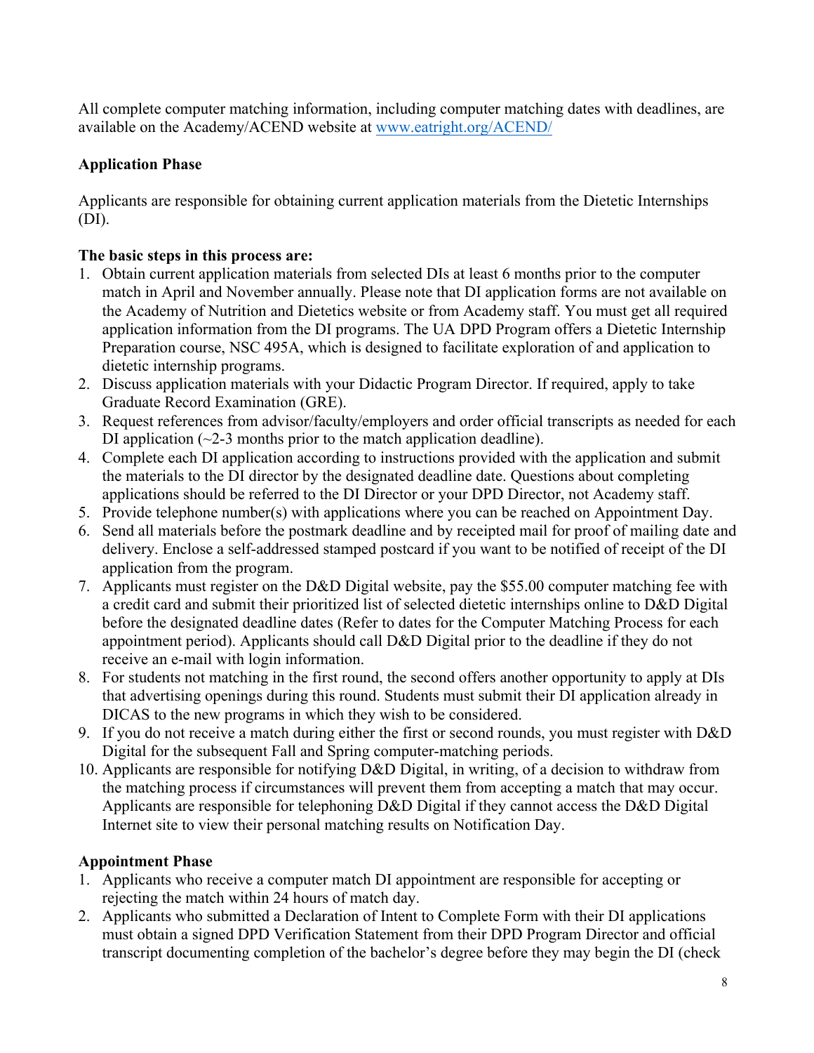All complete computer matching information, including computer matching dates with deadlines, are available on the Academy/ACEND website at [www.eatright.org/ACEND/](www.eatright.org/ACEND/)

**Application Phase**

Applicants are responsible for obtaining current application materials from the Dietetic Internships (DI).

**The basic steps in this process are:**

1. Obtain current application materials from selected DIs at least 6 months prior to the computer match in April and November annually. Please note that DI application forms are not available on the Academy of Nutrition and Dietetics website or from Academy staff. You must get all required application information from the DI programs. The UA DPD Program offers a Dietetic Internship Preparation course, NSC 495A, which is designed to facilitate exploration of and application to dietetic internship programs.
2. Discuss application materials with your Didactic Program Director. If required, apply to take Graduate Record Examination (GRE).
3. Request references from advisor/faculty/employers and order official transcripts as needed for each DI application (~2-3 months prior to the match application deadline).
4. Complete each DI application according to instructions provided with the application and submit the materials to the DI director by the designated deadline date. Questions about completing applications should be referred to the DI Director or your DPD Director, not Academy staff.
5. Provide telephone number(s) with applications where you can be reached on Appointment Day.
6. Send all materials before the postmark deadline and by receipted mail for proof of mailing date and delivery. Enclose a self-addressed stamped postcard if you want to be notified of receipt of the DI application from the program.
7. Applicants must register on the D&D Digital website, pay the $55.00 computer matching fee with a credit card and submit their prioritized list of selected dietetic internships online to D&D Digital before the designated deadline dates (Refer to dates for the Computer Matching Process for each appointment period). Applicants should call D&D Digital prior to the deadline if they do not receive an e-mail with login information.
8. For students not matching in the first round, the second offers another opportunity to apply at DIs that advertising openings during this round. Students must submit their DI application already in DICAS to the new programs in which they wish to be considered.
9. If you do not receive a match during either the first or second rounds, you must register with D&D Digital for the subsequent Fall and Spring computer-matching periods.
10. Applicants are responsible for notifying D&D Digital, in writing, of a decision to withdraw from the matching process if circumstances will prevent them from accepting a match that may occur. Applicants are responsible for telephoning D&D Digital if they cannot access the D&D Digital Internet site to view their personal matching results on Notification Day.

**Appointment Phase**

1. Applicants who receive a computer match DI appointment are responsible for accepting or rejecting the match within 24 hours of match day.
2. Applicants who submitted a Declaration of Intent to Complete Form with their DI applications must obtain a signed DPD Verification Statement from their DPD Program Director and official transcript documenting completion of the bachelor's degree before they may begin the DI (check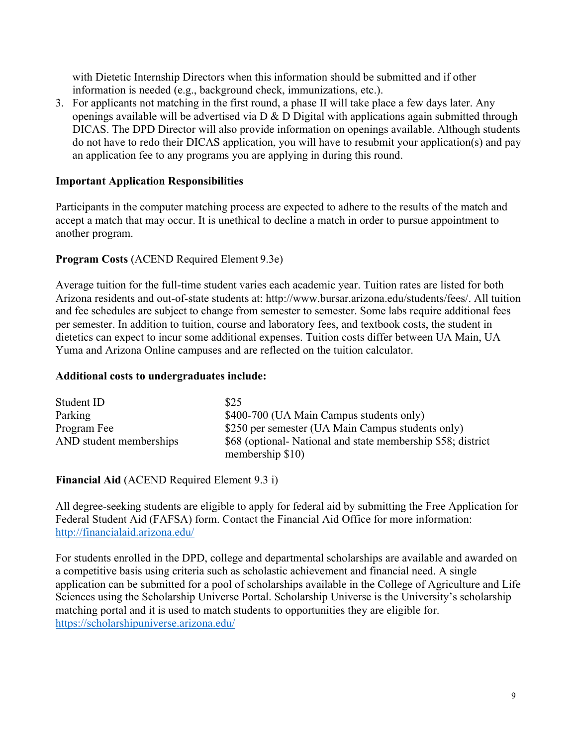with Dietetic Internship Directors when this information should be submitted and if other information is needed (e.g., background check, immunizations, etc.).

3. For applicants not matching in the first round, a phase II will take place a few days later. Any openings available will be advertised via D & D Digital with applications again submitted through DICAS. The DPD Director will also provide information on openings available. Although students do not have to redo their DICAS application, you will have to resubmit your application(s) and pay an application fee to any programs you are applying in during this round.

**Important Application Responsibilities**

Participants in the computer matching process are expected to adhere to the results of the match and accept a match that may occur. It is unethical to decline a match in order to pursue appointment to another program.

**Program Costs** (ACEND Required Element 9.3e)

Average tuition for the full-time student varies each academic year. Tuition rates are listed for both Arizona residents and out-of-state students at: http://www.bursar.arizona.edu/students/fees/. All tuition and fee schedules are subject to change from semester to semester. Some labs require additional fees per semester. In addition to tuition, course and laboratory fees, and textbook costs, the student in dietetics can expect to incur some additional expenses. Tuition costs differ between UA Main, UA Yuma and Arizona Online campuses and are reflected on the tuition calculator.

**Additional costs to undergraduates include:**

| | |
|---|---|
| Student ID | $25 |
| Parking | $400-700 (UA Main Campus students only) |
| Program Fee | $250 per semester (UA Main Campus students only) |
| AND student memberships | $68 (optional- National and state membership $58; district membership $10) |

**Financial Aid** (ACEND Required Element 9.3 i)

All degree-seeking students are eligible to apply for federal aid by submitting the Free Application for Federal Student Aid (FAFSA) form. Contact the Financial Aid Office for more information: http://financialaid.arizona.edu/

For students enrolled in the DPD, college and departmental scholarships are available and awarded on a competitive basis using criteria such as scholastic achievement and financial need. A single application can be submitted for a pool of scholarships available in the College of Agriculture and Life Sciences using the Scholarship Universe Portal. Scholarship Universe is the University's scholarship matching portal and it is used to match students to opportunities they are eligible for. https://scholarshipuniverse.arizona.edu/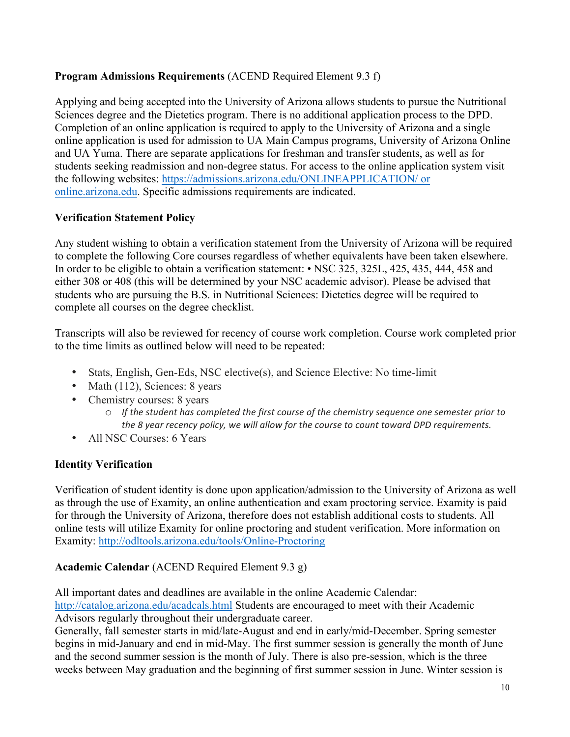**Program Admissions Requirements** (ACEND Required Element 9.3 f)

Applying and being accepted into the University of Arizona allows students to pursue the Nutritional Sciences degree and the Dietetics program. There is no additional application process to the DPD. Completion of an online application is required to apply to the University of Arizona and a single online application is used for admission to UA Main Campus programs, University of Arizona Online and UA Yuma. There are separate applications for freshman and transfer students, as well as for students seeking readmission and non-degree status. For access to the online application system visit the following websites: https://admissions.arizona.edu/ONLINEAPPLICATION/ or online.arizona.edu. Specific admissions requirements are indicated.

**Verification Statement Policy**

Any student wishing to obtain a verification statement from the University of Arizona will be required to complete the following Core courses regardless of whether equivalents have been taken elsewhere. In order to be eligible to obtain a verification statement: • NSC 325, 325L, 425, 435, 444, 458 and either 308 or 408 (this will be determined by your NSC academic advisor). Please be advised that students who are pursuing the B.S. in Nutritional Sciences: Dietetics degree will be required to complete all courses on the degree checklist.

Transcripts will also be reviewed for recency of course work completion. Course work completed prior to the time limits as outlined below will need to be repeated:

- Stats, English, Gen-Eds, NSC elective(s), and Science Elective: No time-limit
- Math (112), Sciences: 8 years
- Chemistry courses: 8 years
  - *If the student has completed the first course of the chemistry sequence one semester prior to the 8 year recency policy, we will allow for the course to count toward DPD requirements.*
- All NSC Courses: 6 Years

**Identity Verification**

Verification of student identity is done upon application/admission to the University of Arizona as well as through the use of Examity, an online authentication and exam proctoring service. Examity is paid for through the University of Arizona, therefore does not establish additional costs to students. All online tests will utilize Examity for online proctoring and student verification. More information on Examity: http://odltools.arizona.edu/tools/Online-Proctoring

**Academic Calendar** (ACEND Required Element 9.3 g)

All important dates and deadlines are available in the online Academic Calendar: http://catalog.arizona.edu/acadcals.html Students are encouraged to meet with their Academic Advisors regularly throughout their undergraduate career.
Generally, fall semester starts in mid/late-August and end in early/mid-December. Spring semester begins in mid-January and end in mid-May. The first summer session is generally the month of June and the second summer session is the month of July. There is also pre-session, which is the three weeks between May graduation and the beginning of first summer session in June. Winter session is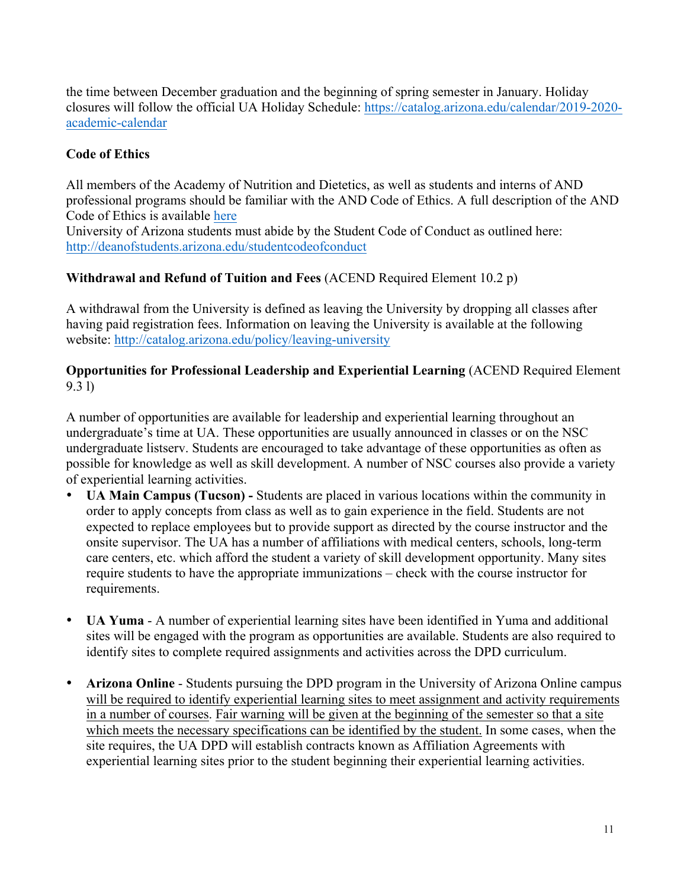the time between December graduation and the beginning of spring semester in January. Holiday closures will follow the official UA Holiday Schedule: [https://catalog.arizona.edu/calendar/2019-2020-academic-calendar](https://catalog.arizona.edu/calendar/2019-2020-academic-calendar)

**Code of Ethics**

All members of the Academy of Nutrition and Dietetics, as well as students and interns of AND professional programs should be familiar with the AND Code of Ethics. A full description of the AND Code of Ethics is available here
University of Arizona students must abide by the Student Code of Conduct as outlined here: [http://deanofstudents.arizona.edu/studentcodeofconduct](http://deanofstudents.arizona.edu/studentcodeofconduct)

**Withdrawal and Refund of Tuition and Fees** (ACEND Required Element 10.2 p)

A withdrawal from the University is defined as leaving the University by dropping all classes after having paid registration fees. Information on leaving the University is available at the following website: [http://catalog.arizona.edu/policy/leaving-university](http://catalog.arizona.edu/policy/leaving-university)

**Opportunities for Professional Leadership and Experiential Learning** (ACEND Required Element 9.3 l)

A number of opportunities are available for leadership and experiential learning throughout an undergraduate's time at UA. These opportunities are usually announced in classes or on the NSC undergraduate listserv. Students are encouraged to take advantage of these opportunities as often as possible for knowledge as well as skill development. A number of NSC courses also provide a variety of experiential learning activities.

- **UA Main Campus (Tucson) -** Students are placed in various locations within the community in order to apply concepts from class as well as to gain experience in the field. Students are not expected to replace employees but to provide support as directed by the course instructor and the onsite supervisor. The UA has a number of affiliations with medical centers, schools, long-term care centers, etc. which afford the student a variety of skill development opportunity. Many sites require students to have the appropriate immunizations – check with the course instructor for requirements.

- **UA Yuma** - A number of experiential learning sites have been identified in Yuma and additional sites will be engaged with the program as opportunities are available. Students are also required to identify sites to complete required assignments and activities across the DPD curriculum.

- **Arizona Online** - Students pursuing the DPD program in the University of Arizona Online campus <u>will be required to identify experiential learning sites to meet assignment and activity requirements in a number of courses</u>. <u>Fair warning will be given at the beginning of the semester so that a site which meets the necessary specifications can be identified by the student.</u> In some cases, when the site requires, the UA DPD will establish contracts known as Affiliation Agreements with experiential learning sites prior to the student beginning their experiential learning activities.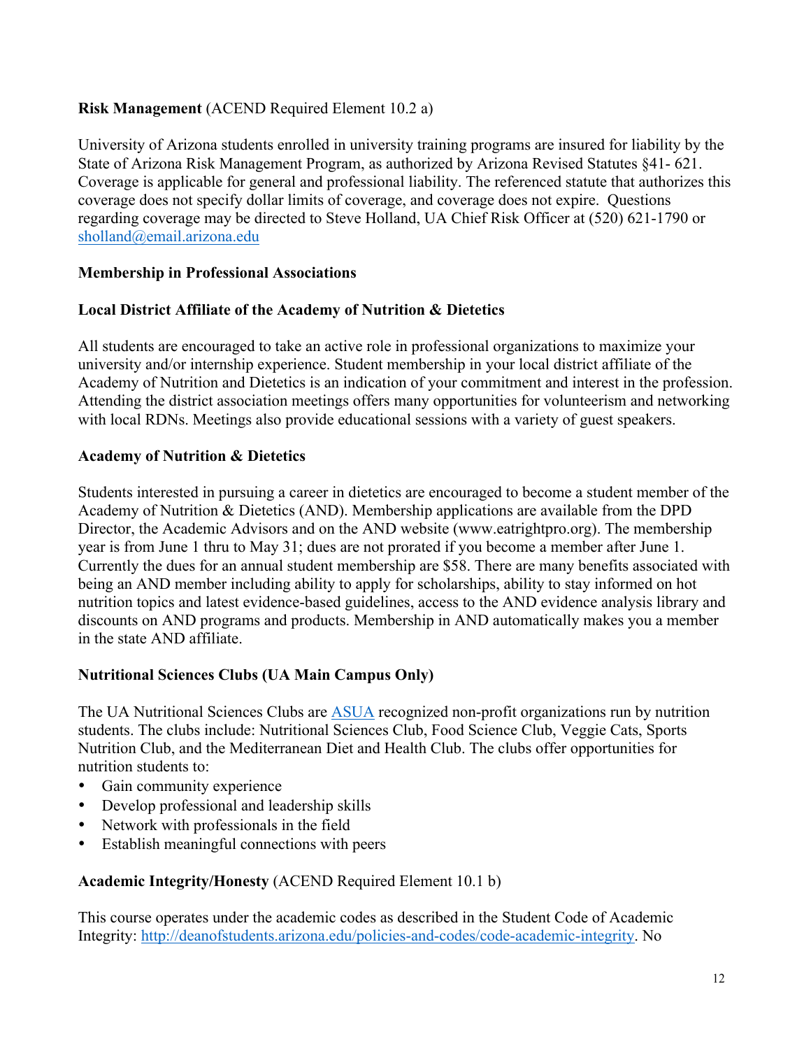**Risk Management** (ACEND Required Element 10.2 a)

University of Arizona students enrolled in university training programs are insured for liability by the State of Arizona Risk Management Program, as authorized by Arizona Revised Statutes §41- 621. Coverage is applicable for general and professional liability. The referenced statute that authorizes this coverage does not specify dollar limits of coverage, and coverage does not expire. Questions regarding coverage may be directed to Steve Holland, UA Chief Risk Officer at (520) 621-1790 or [sholland@email.arizona.edu](mailto:sholland@email.arizona.edu)

**Membership in Professional Associations**

**Local District Affiliate of the Academy of Nutrition & Dietetics**

All students are encouraged to take an active role in professional organizations to maximize your university and/or internship experience. Student membership in your local district affiliate of the Academy of Nutrition and Dietetics is an indication of your commitment and interest in the profession. Attending the district association meetings offers many opportunities for volunteerism and networking with local RDNs. Meetings also provide educational sessions with a variety of guest speakers.

**Academy of Nutrition & Dietetics**

Students interested in pursuing a career in dietetics are encouraged to become a student member of the Academy of Nutrition & Dietetics (AND). Membership applications are available from the DPD Director, the Academic Advisors and on the AND website (www.eatrightpro.org). The membership year is from June 1 thru to May 31; dues are not prorated if you become a member after June 1. Currently the dues for an annual student membership are $58. There are many benefits associated with being an AND member including ability to apply for scholarships, ability to stay informed on hot nutrition topics and latest evidence-based guidelines, access to the AND evidence analysis library and discounts on AND programs and products. Membership in AND automatically makes you a member in the state AND affiliate.

**Nutritional Sciences Clubs (UA Main Campus Only)**

The UA Nutritional Sciences Clubs are ASUA recognized non-profit organizations run by nutrition students. The clubs include: Nutritional Sciences Club, Food Science Club, Veggie Cats, Sports Nutrition Club, and the Mediterranean Diet and Health Club. The clubs offer opportunities for nutrition students to:

- Gain community experience
- Develop professional and leadership skills
- Network with professionals in the field
- Establish meaningful connections with peers

**Academic Integrity/Honesty** (ACEND Required Element 10.1 b)

This course operates under the academic codes as described in the Student Code of Academic Integrity: http://deanofstudents.arizona.edu/policies-and-codes/code-academic-integrity. No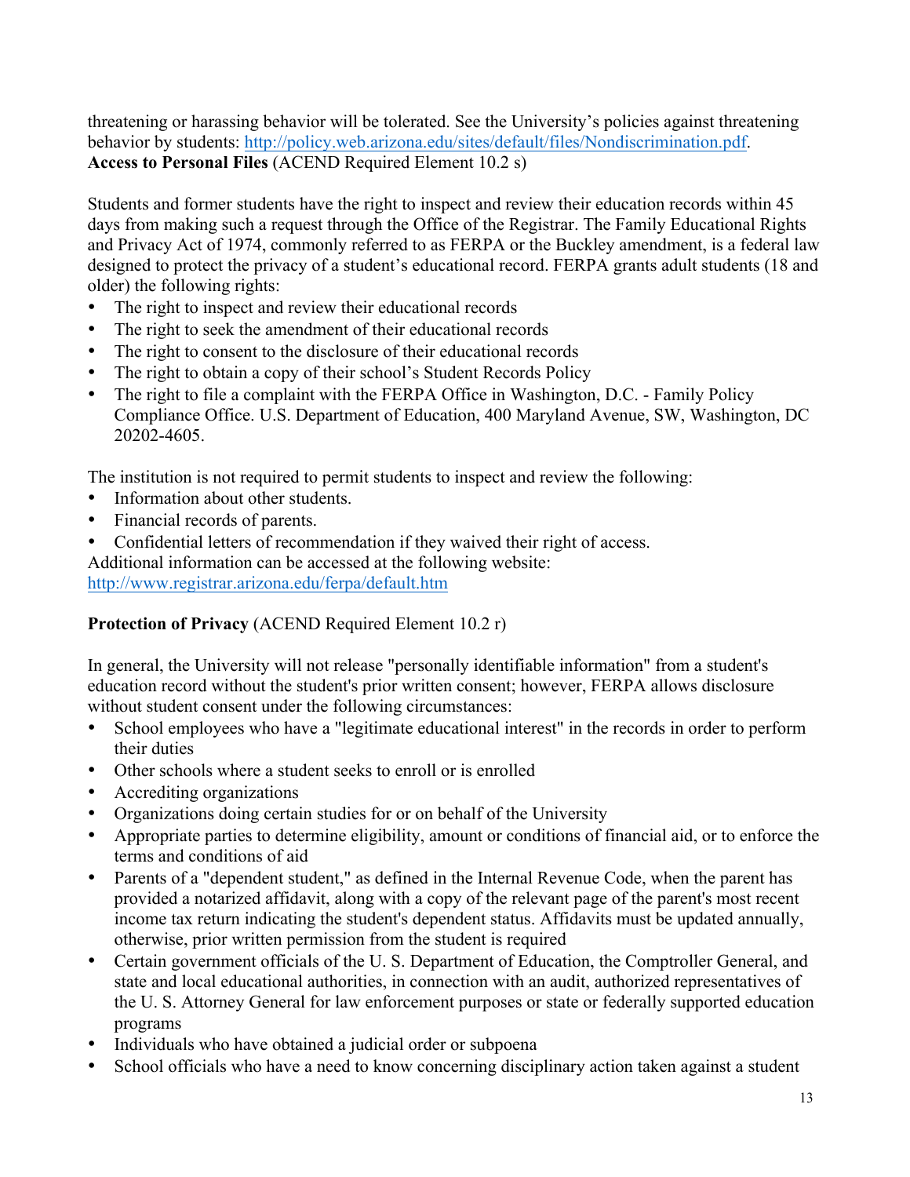threatening or harassing behavior will be tolerated. See the University's policies against threatening behavior by students: http://policy.web.arizona.edu/sites/default/files/Nondiscrimination.pdf.

**Access to Personal Files** (ACEND Required Element 10.2 s)

Students and former students have the right to inspect and review their education records within 45 days from making such a request through the Office of the Registrar. The Family Educational Rights and Privacy Act of 1974, commonly referred to as FERPA or the Buckley amendment, is a federal law designed to protect the privacy of a student's educational record. FERPA grants adult students (18 and older) the following rights:

- The right to inspect and review their educational records
- The right to seek the amendment of their educational records
- The right to consent to the disclosure of their educational records
- The right to obtain a copy of their school's Student Records Policy
- The right to file a complaint with the FERPA Office in Washington, D.C. - Family Policy Compliance Office. U.S. Department of Education, 400 Maryland Avenue, SW, Washington, DC 20202-4605.

The institution is not required to permit students to inspect and review the following:

- Information about other students.
- Financial records of parents.
- Confidential letters of recommendation if they waived their right of access.

Additional information can be accessed at the following website:
http://www.registrar.arizona.edu/ferpa/default.htm

**Protection of Privacy** (ACEND Required Element 10.2 r)

In general, the University will not release "personally identifiable information" from a student's education record without the student's prior written consent; however, FERPA allows disclosure without student consent under the following circumstances:

- School employees who have a "legitimate educational interest" in the records in order to perform their duties
- Other schools where a student seeks to enroll or is enrolled
- Accrediting organizations
- Organizations doing certain studies for or on behalf of the University
- Appropriate parties to determine eligibility, amount or conditions of financial aid, or to enforce the terms and conditions of aid
- Parents of a "dependent student," as defined in the Internal Revenue Code, when the parent has provided a notarized affidavit, along with a copy of the relevant page of the parent's most recent income tax return indicating the student's dependent status. Affidavits must be updated annually, otherwise, prior written permission from the student is required
- Certain government officials of the U. S. Department of Education, the Comptroller General, and state and local educational authorities, in connection with an audit, authorized representatives of the U. S. Attorney General for law enforcement purposes or state or federally supported education programs
- Individuals who have obtained a judicial order or subpoena
- School officials who have a need to know concerning disciplinary action taken against a student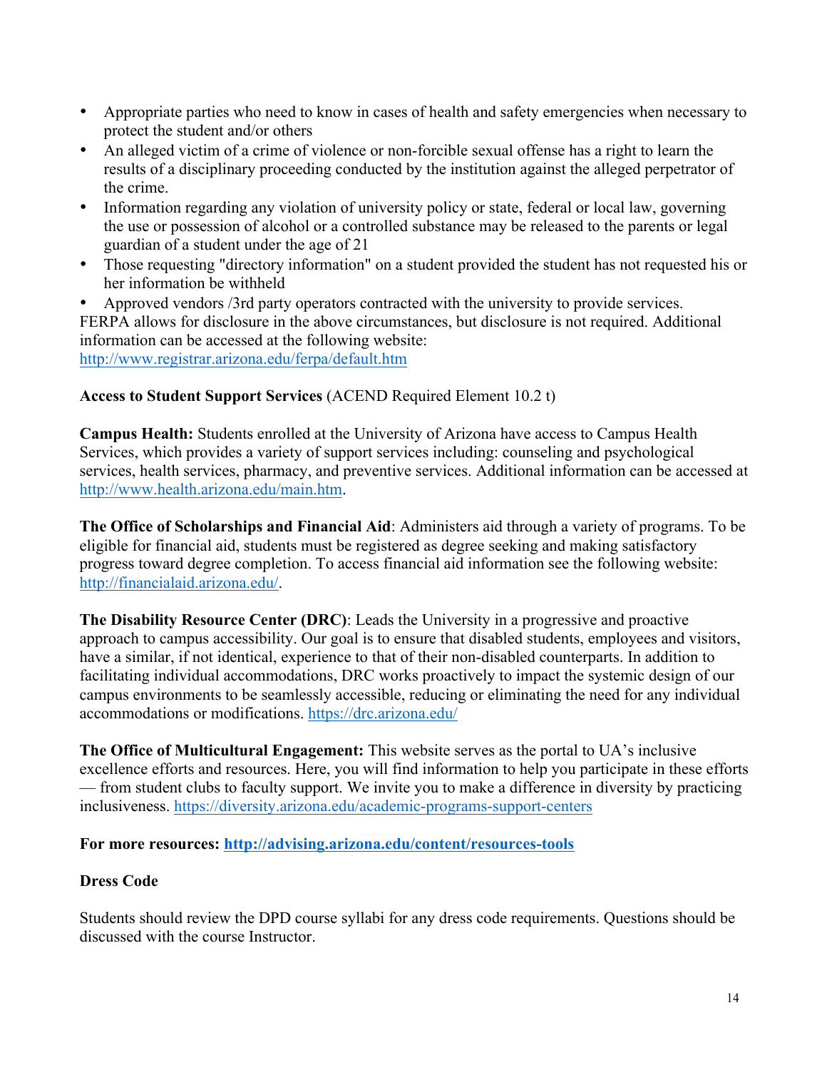- Appropriate parties who need to know in cases of health and safety emergencies when necessary to protect the student and/or others
- An alleged victim of a crime of violence or non-forcible sexual offense has a right to learn the results of a disciplinary proceeding conducted by the institution against the alleged perpetrator of the crime.
- Information regarding any violation of university policy or state, federal or local law, governing the use or possession of alcohol or a controlled substance may be released to the parents or legal guardian of a student under the age of 21
- Those requesting "directory information" on a student provided the student has not requested his or her information be withheld
- Approved vendors /3rd party operators contracted with the university to provide services.

FERPA allows for disclosure in the above circumstances, but disclosure is not required. Additional information can be accessed at the following website:
http://www.registrar.arizona.edu/ferpa/default.htm

**Access to Student Support Services** (ACEND Required Element 10.2 t)

**Campus Health:** Students enrolled at the University of Arizona have access to Campus Health Services, which provides a variety of support services including: counseling and psychological services, health services, pharmacy, and preventive services. Additional information can be accessed at http://www.health.arizona.edu/main.htm.

**The Office of Scholarships and Financial Aid**: Administers aid through a variety of programs. To be eligible for financial aid, students must be registered as degree seeking and making satisfactory progress toward degree completion. To access financial aid information see the following website: http://financialaid.arizona.edu/.

**The Disability Resource Center (DRC)**: Leads the University in a progressive and proactive approach to campus accessibility. Our goal is to ensure that disabled students, employees and visitors, have a similar, if not identical, experience to that of their non-disabled counterparts. In addition to facilitating individual accommodations, DRC works proactively to impact the systemic design of our campus environments to be seamlessly accessible, reducing or eliminating the need for any individual accommodations or modifications. https://drc.arizona.edu/

**The Office of Multicultural Engagement:** This website serves as the portal to UA's inclusive excellence efforts and resources. Here, you will find information to help you participate in these efforts — from student clubs to faculty support. We invite you to make a difference in diversity by practicing inclusiveness. https://diversity.arizona.edu/academic-programs-support-centers

**For more resources: http://advising.arizona.edu/content/resources-tools**

**Dress Code**

Students should review the DPD course syllabi for any dress code requirements. Questions should be discussed with the course Instructor.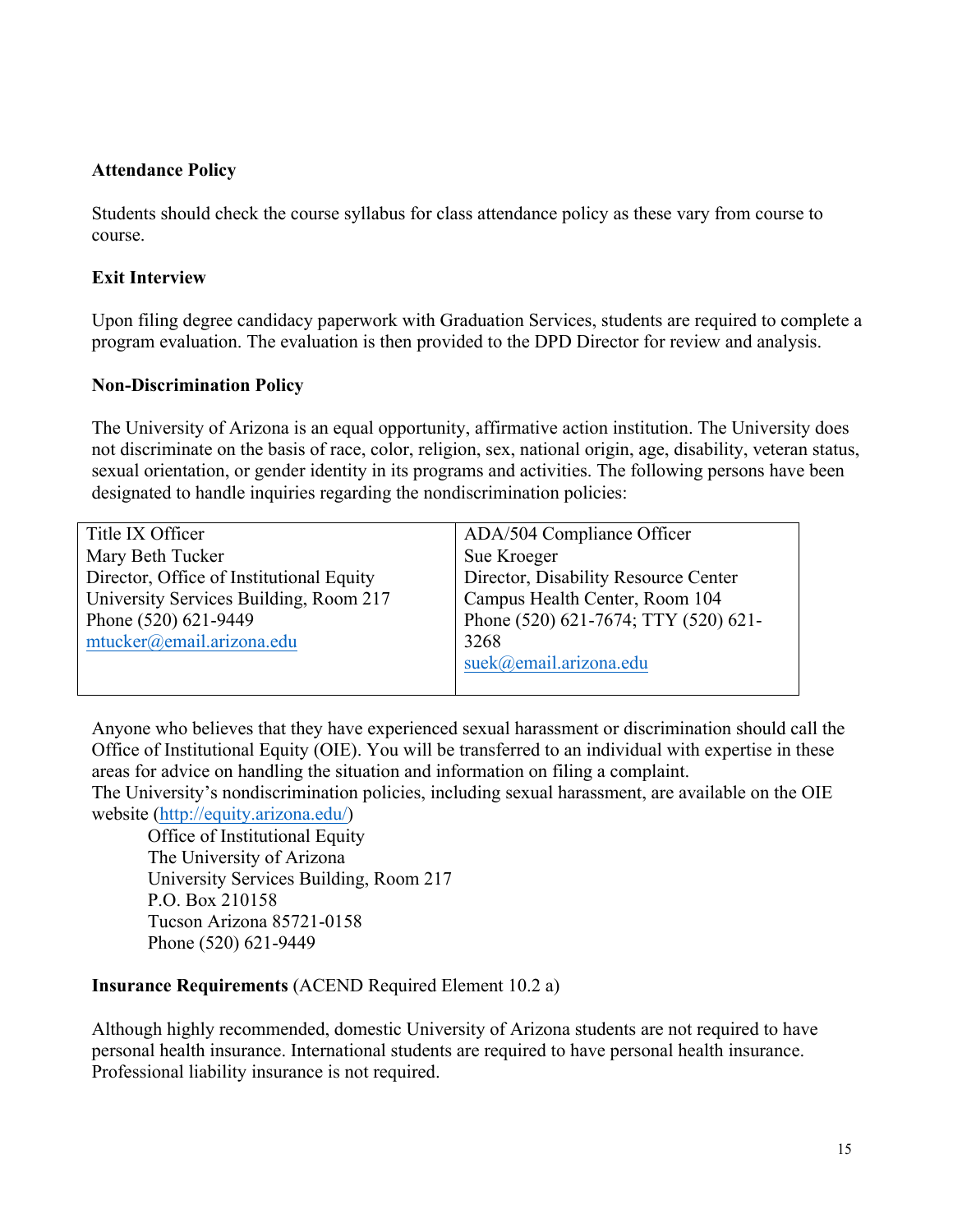**Attendance Policy**

Students should check the course syllabus for class attendance policy as these vary from course to course.

**Exit Interview**

Upon filing degree candidacy paperwork with Graduation Services, students are required to complete a program evaluation. The evaluation is then provided to the DPD Director for review and analysis.

**Non-Discrimination Policy**

The University of Arizona is an equal opportunity, affirmative action institution. The University does not discriminate on the basis of race, color, religion, sex, national origin, age, disability, veteran status, sexual orientation, or gender identity in its programs and activities. The following persons have been designated to handle inquiries regarding the nondiscrimination policies:

| Title IX Officer<br>Mary Beth Tucker<br>Director, Office of Institutional Equity<br>University Services Building, Room 217<br>Phone (520) 621-9449<br>mtucker@email.arizona.edu | ADA/504 Compliance Officer<br>Sue Kroeger<br>Director, Disability Resource Center<br>Campus Health Center, Room 104<br>Phone (520) 621-7674; TTY (520) 621-3268<br>suek@email.arizona.edu |
|---|---|

Anyone who believes that they have experienced sexual harassment or discrimination should call the Office of Institutional Equity (OIE). You will be transferred to an individual with expertise in these areas for advice on handling the situation and information on filing a complaint.
The University's nondiscrimination policies, including sexual harassment, are available on the OIE website (http://equity.arizona.edu/)

Office of Institutional Equity
The University of Arizona
University Services Building, Room 217
P.O. Box 210158
Tucson Arizona 85721-0158
Phone (520) 621-9449

**Insurance Requirements** (ACEND Required Element 10.2 a)

Although highly recommended, domestic University of Arizona students are not required to have personal health insurance. International students are required to have personal health insurance. Professional liability insurance is not required.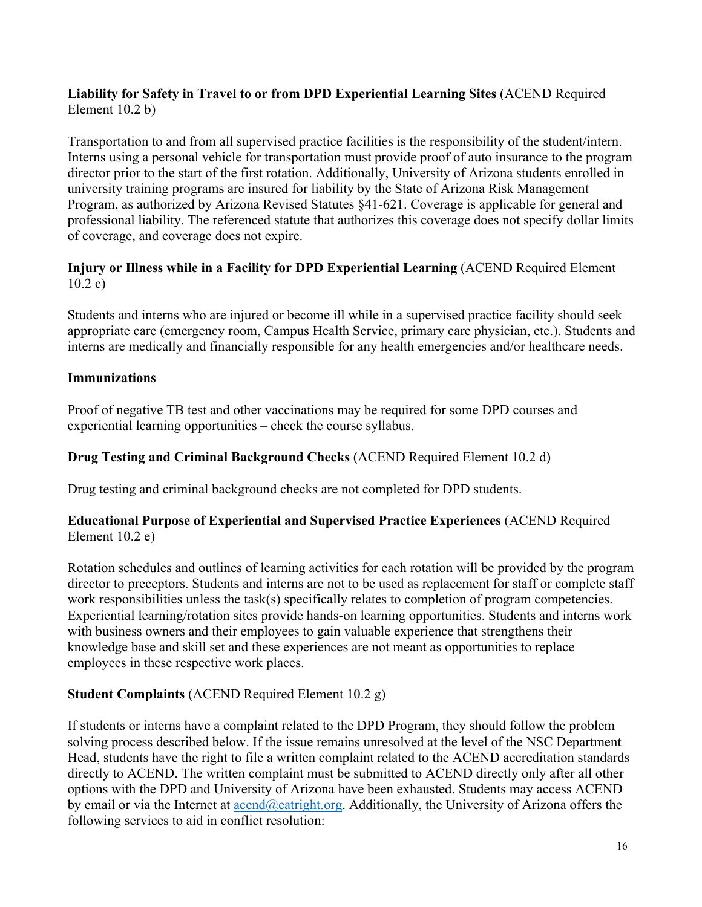**Liability for Safety in Travel to or from DPD Experiential Learning Sites** (ACEND Required Element 10.2 b)

Transportation to and from all supervised practice facilities is the responsibility of the student/intern. Interns using a personal vehicle for transportation must provide proof of auto insurance to the program director prior to the start of the first rotation. Additionally, University of Arizona students enrolled in university training programs are insured for liability by the State of Arizona Risk Management Program, as authorized by Arizona Revised Statutes §41-621. Coverage is applicable for general and professional liability. The referenced statute that authorizes this coverage does not specify dollar limits of coverage, and coverage does not expire.

**Injury or Illness while in a Facility for DPD Experiential Learning** (ACEND Required Element 10.2 c)

Students and interns who are injured or become ill while in a supervised practice facility should seek appropriate care (emergency room, Campus Health Service, primary care physician, etc.). Students and interns are medically and financially responsible for any health emergencies and/or healthcare needs.

**Immunizations**

Proof of negative TB test and other vaccinations may be required for some DPD courses and experiential learning opportunities – check the course syllabus.

**Drug Testing and Criminal Background Checks** (ACEND Required Element 10.2 d)

Drug testing and criminal background checks are not completed for DPD students.

**Educational Purpose of Experiential and Supervised Practice Experiences** (ACEND Required Element 10.2 e)

Rotation schedules and outlines of learning activities for each rotation will be provided by the program director to preceptors. Students and interns are not to be used as replacement for staff or complete staff work responsibilities unless the task(s) specifically relates to completion of program competencies. Experiential learning/rotation sites provide hands-on learning opportunities. Students and interns work with business owners and their employees to gain valuable experience that strengthens their knowledge base and skill set and these experiences are not meant as opportunities to replace employees in these respective work places.

**Student Complaints** (ACEND Required Element 10.2 g)

If students or interns have a complaint related to the DPD Program, they should follow the problem solving process described below. If the issue remains unresolved at the level of the NSC Department Head, students have the right to file a written complaint related to the ACEND accreditation standards directly to ACEND. The written complaint must be submitted to ACEND directly only after all other options with the DPD and University of Arizona have been exhausted. Students may access ACEND by email or via the Internet at acend@eatright.org. Additionally, the University of Arizona offers the following services to aid in conflict resolution: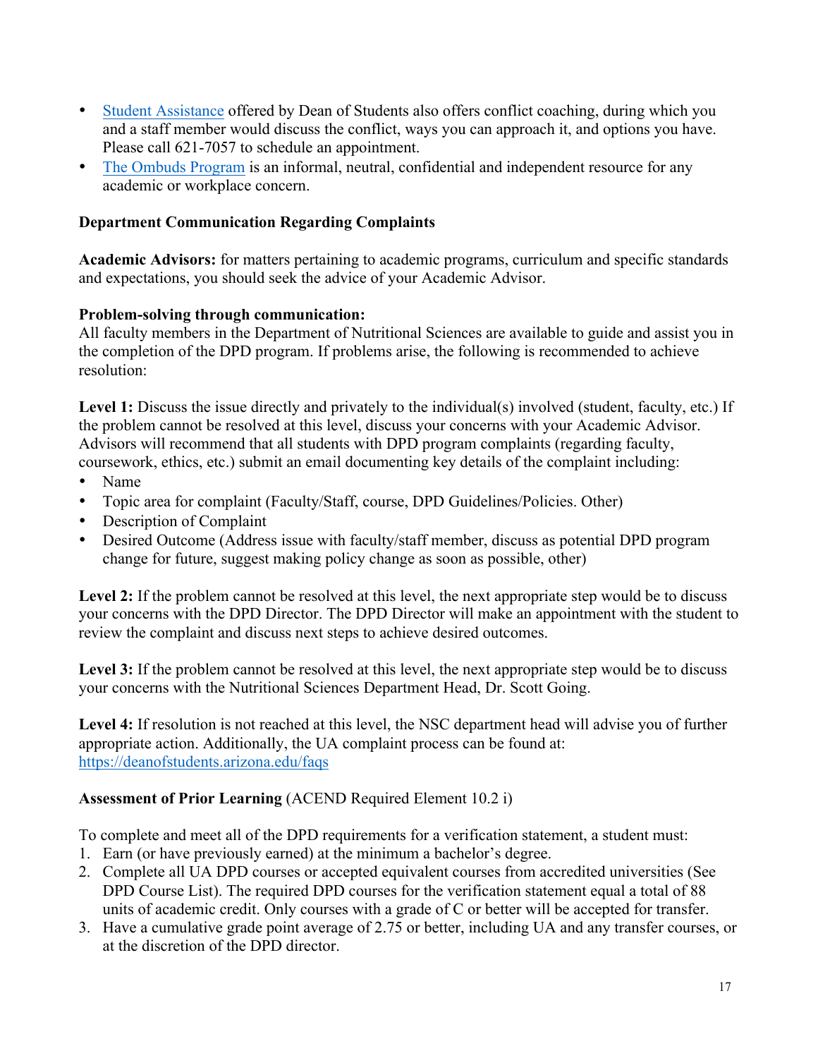- Student Assistance offered by Dean of Students also offers conflict coaching, during which you and a staff member would discuss the conflict, ways you can approach it, and options you have. Please call 621-7057 to schedule an appointment.
- The Ombuds Program is an informal, neutral, confidential and independent resource for any academic or workplace concern.

**Department Communication Regarding Complaints**

**Academic Advisors:** for matters pertaining to academic programs, curriculum and specific standards and expectations, you should seek the advice of your Academic Advisor.

**Problem-solving through communication:**
All faculty members in the Department of Nutritional Sciences are available to guide and assist you in the completion of the DPD program. If problems arise, the following is recommended to achieve resolution:

**Level 1:** Discuss the issue directly and privately to the individual(s) involved (student, faculty, etc.) If the problem cannot be resolved at this level, discuss your concerns with your Academic Advisor. Advisors will recommend that all students with DPD program complaints (regarding faculty, coursework, ethics, etc.) submit an email documenting key details of the complaint including:

- Name
- Topic area for complaint (Faculty/Staff, course, DPD Guidelines/Policies. Other)
- Description of Complaint
- Desired Outcome (Address issue with faculty/staff member, discuss as potential DPD program change for future, suggest making policy change as soon as possible, other)

**Level 2:** If the problem cannot be resolved at this level, the next appropriate step would be to discuss your concerns with the DPD Director. The DPD Director will make an appointment with the student to review the complaint and discuss next steps to achieve desired outcomes.

**Level 3:** If the problem cannot be resolved at this level, the next appropriate step would be to discuss your concerns with the Nutritional Sciences Department Head, Dr. Scott Going.

**Level 4:** If resolution is not reached at this level, the NSC department head will advise you of further appropriate action. Additionally, the UA complaint process can be found at: https://deanofstudents.arizona.edu/faqs

**Assessment of Prior Learning** (ACEND Required Element 10.2 i)

To complete and meet all of the DPD requirements for a verification statement, a student must:

1. Earn (or have previously earned) at the minimum a bachelor's degree.
2. Complete all UA DPD courses or accepted equivalent courses from accredited universities (See DPD Course List). The required DPD courses for the verification statement equal a total of 88 units of academic credit. Only courses with a grade of C or better will be accepted for transfer.
3. Have a cumulative grade point average of 2.75 or better, including UA and any transfer courses, or at the discretion of the DPD director.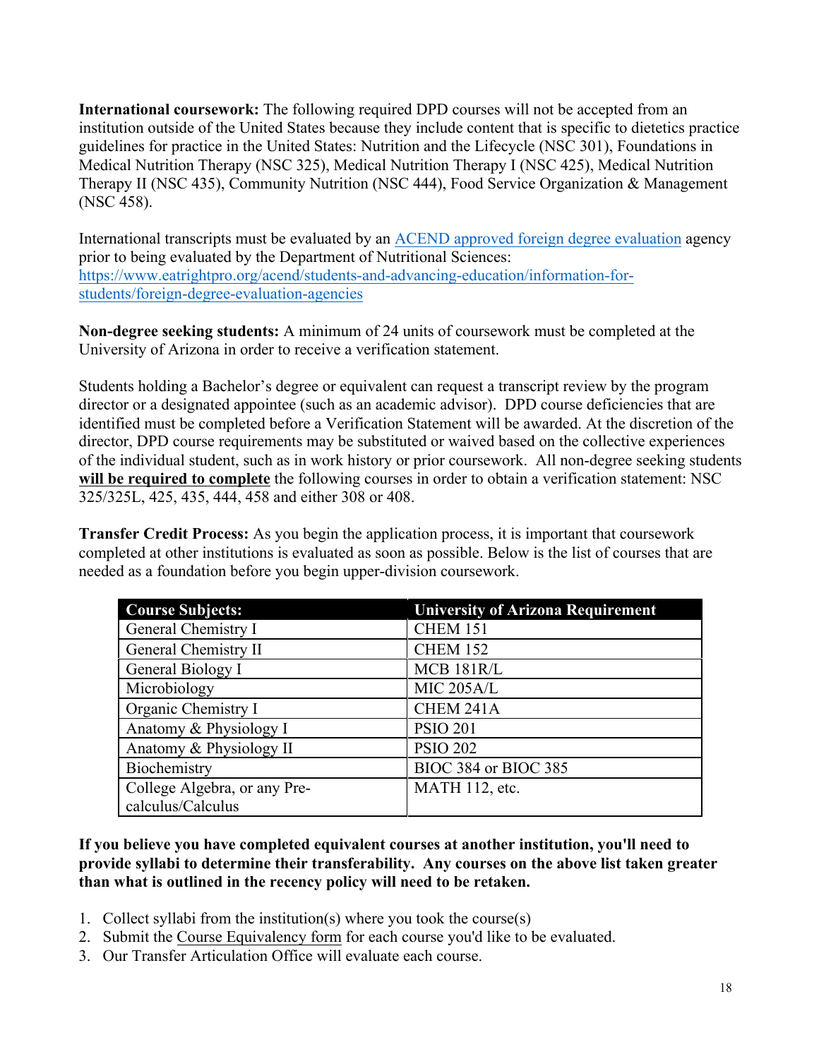**International coursework:** The following required DPD courses will not be accepted from an institution outside of the United States because they include content that is specific to dietetics practice guidelines for practice in the United States: Nutrition and the Lifecycle (NSC 301), Foundations in Medical Nutrition Therapy (NSC 325), Medical Nutrition Therapy I (NSC 425), Medical Nutrition Therapy II (NSC 435), Community Nutrition (NSC 444), Food Service Organization & Management (NSC 458).

International transcripts must be evaluated by an [ACEND approved foreign degree evaluation](https://www.eatrightpro.org/acend/students-and-advancing-education/information-for-students/foreign-degree-evaluation-agencies) agency prior to being evaluated by the Department of Nutritional Sciences: https://www.eatrightpro.org/acend/students-and-advancing-education/information-for-students/foreign-degree-evaluation-agencies

**Non-degree seeking students:** A minimum of 24 units of coursework must be completed at the University of Arizona in order to receive a verification statement.

Students holding a Bachelor's degree or equivalent can request a transcript review by the program director or a designated appointee (such as an academic advisor). DPD course deficiencies that are identified must be completed before a Verification Statement will be awarded. At the discretion of the director, DPD course requirements may be substituted or waived based on the collective experiences of the individual student, such as in work history or prior coursework. All non-degree seeking students **will be required to complete** the following courses in order to obtain a verification statement: NSC 325/325L, 425, 435, 444, 458 and either 308 or 408.

**Transfer Credit Process:** As you begin the application process, it is important that coursework completed at other institutions is evaluated as soon as possible. Below is the list of courses that are needed as a foundation before you begin upper-division coursework.

| Course Subjects: | University of Arizona Requirement |
|---|---|
| General Chemistry I | CHEM 151 |
| General Chemistry II | CHEM 152 |
| General Biology I | MCB 181R/L |
| Microbiology | MIC 205A/L |
| Organic Chemistry I | CHEM 241A |
| Anatomy & Physiology I | PSIO 201 |
| Anatomy & Physiology II | PSIO 202 |
| Biochemistry | BIOC 384 or BIOC 385 |
| College Algebra, or any Pre-calculus/Calculus | MATH 112, etc. |

**If you believe you have completed equivalent courses at another institution, you'll need to provide syllabi to determine their transferability. Any courses on the above list taken greater than what is outlined in the recency policy will need to be retaken.**

1. Collect syllabi from the institution(s) where you took the course(s)
2. Submit the Course Equivalency form for each course you'd like to be evaluated.
3. Our Transfer Articulation Office will evaluate each course.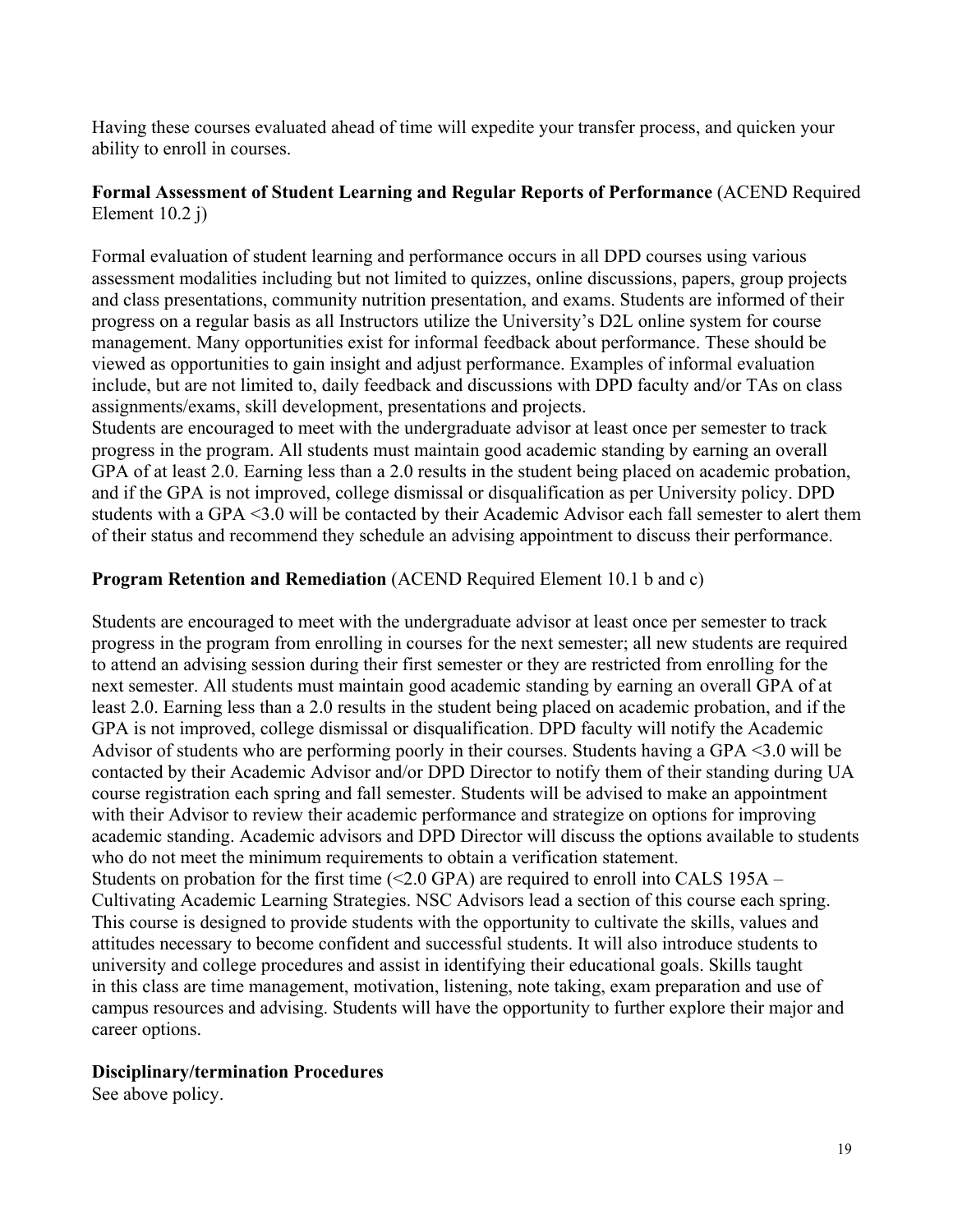Having these courses evaluated ahead of time will expedite your transfer process, and quicken your ability to enroll in courses.

**Formal Assessment of Student Learning and Regular Reports of Performance** (ACEND Required Element 10.2 j)

Formal evaluation of student learning and performance occurs in all DPD courses using various assessment modalities including but not limited to quizzes, online discussions, papers, group projects and class presentations, community nutrition presentation, and exams. Students are informed of their progress on a regular basis as all Instructors utilize the University's D2L online system for course management. Many opportunities exist for informal feedback about performance. These should be viewed as opportunities to gain insight and adjust performance. Examples of informal evaluation include, but are not limited to, daily feedback and discussions with DPD faculty and/or TAs on class assignments/exams, skill development, presentations and projects.
Students are encouraged to meet with the undergraduate advisor at least once per semester to track progress in the program. All students must maintain good academic standing by earning an overall GPA of at least 2.0. Earning less than a 2.0 results in the student being placed on academic probation, and if the GPA is not improved, college dismissal or disqualification as per University policy. DPD students with a GPA <3.0 will be contacted by their Academic Advisor each fall semester to alert them of their status and recommend they schedule an advising appointment to discuss their performance.

**Program Retention and Remediation** (ACEND Required Element 10.1 b and c)

Students are encouraged to meet with the undergraduate advisor at least once per semester to track progress in the program from enrolling in courses for the next semester; all new students are required to attend an advising session during their first semester or they are restricted from enrolling for the next semester. All students must maintain good academic standing by earning an overall GPA of at least 2.0. Earning less than a 2.0 results in the student being placed on academic probation, and if the GPA is not improved, college dismissal or disqualification. DPD faculty will notify the Academic Advisor of students who are performing poorly in their courses. Students having a GPA <3.0 will be contacted by their Academic Advisor and/or DPD Director to notify them of their standing during UA course registration each spring and fall semester. Students will be advised to make an appointment with their Advisor to review their academic performance and strategize on options for improving academic standing. Academic advisors and DPD Director will discuss the options available to students who do not meet the minimum requirements to obtain a verification statement.
Students on probation for the first time (<2.0 GPA) are required to enroll into CALS 195A – Cultivating Academic Learning Strategies. NSC Advisors lead a section of this course each spring. This course is designed to provide students with the opportunity to cultivate the skills, values and attitudes necessary to become confident and successful students. It will also introduce students to university and college procedures and assist in identifying their educational goals. Skills taught in this class are time management, motivation, listening, note taking, exam preparation and use of campus resources and advising. Students will have the opportunity to further explore their major and career options.

**Disciplinary/termination Procedures**
See above policy.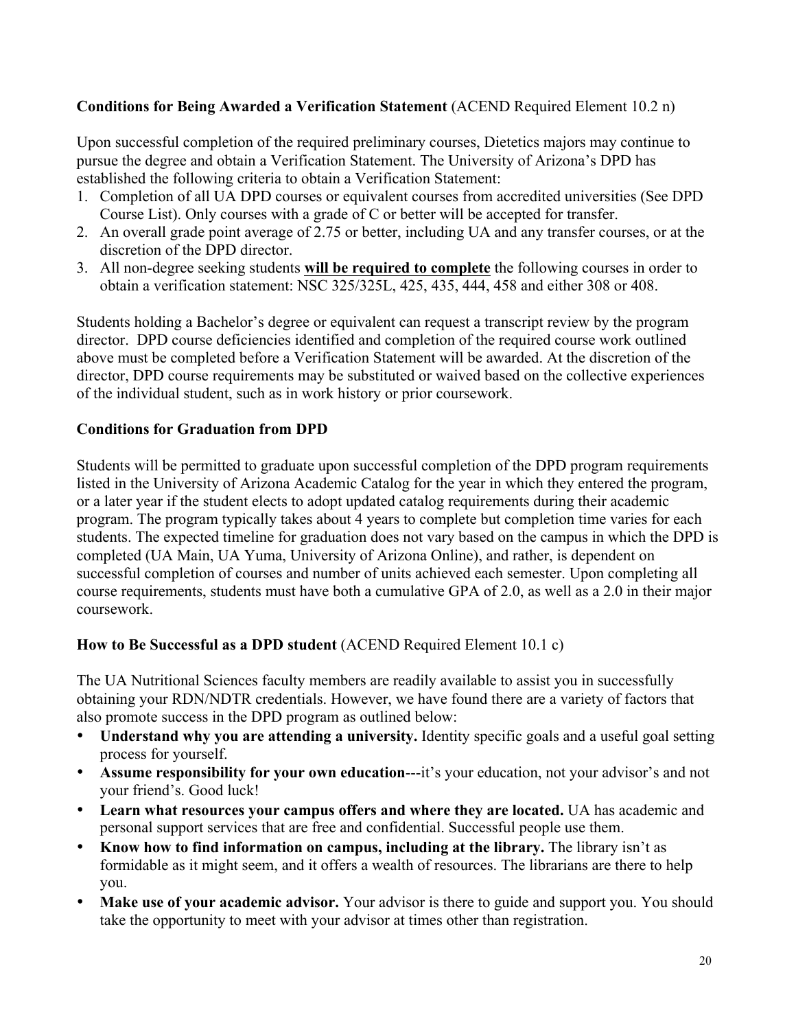**Conditions for Being Awarded a Verification Statement** (ACEND Required Element 10.2 n)

Upon successful completion of the required preliminary courses, Dietetics majors may continue to pursue the degree and obtain a Verification Statement. The University of Arizona's DPD has established the following criteria to obtain a Verification Statement:

1. Completion of all UA DPD courses or equivalent courses from accredited universities (See DPD Course List). Only courses with a grade of C or better will be accepted for transfer.
2. An overall grade point average of 2.75 or better, including UA and any transfer courses, or at the discretion of the DPD director.
3. All non-degree seeking students **<u>will be required to complete</u>** the following courses in order to obtain a verification statement: NSC 325/325L, 425, 435, 444, 458 and either 308 or 408.

Students holding a Bachelor's degree or equivalent can request a transcript review by the program director. DPD course deficiencies identified and completion of the required course work outlined above must be completed before a Verification Statement will be awarded. At the discretion of the director, DPD course requirements may be substituted or waived based on the collective experiences of the individual student, such as in work history or prior coursework.

**Conditions for Graduation from DPD**

Students will be permitted to graduate upon successful completion of the DPD program requirements listed in the University of Arizona Academic Catalog for the year in which they entered the program, or a later year if the student elects to adopt updated catalog requirements during their academic program. The program typically takes about 4 years to complete but completion time varies for each students. The expected timeline for graduation does not vary based on the campus in which the DPD is completed (UA Main, UA Yuma, University of Arizona Online), and rather, is dependent on successful completion of courses and number of units achieved each semester. Upon completing all course requirements, students must have both a cumulative GPA of 2.0, as well as a 2.0 in their major coursework.

**How to Be Successful as a DPD student** (ACEND Required Element 10.1 c)

The UA Nutritional Sciences faculty members are readily available to assist you in successfully obtaining your RDN/NDTR credentials. However, we have found there are a variety of factors that also promote success in the DPD program as outlined below:

- **Understand why you are attending a university.** Identity specific goals and a useful goal setting process for yourself.
- **Assume responsibility for your own education**---it's your education, not your advisor's and not your friend's. Good luck!
- **Learn what resources your campus offers and where they are located.** UA has academic and personal support services that are free and confidential. Successful people use them.
- **Know how to find information on campus, including at the library.** The library isn't as formidable as it might seem, and it offers a wealth of resources. The librarians are there to help you.
- **Make use of your academic advisor.** Your advisor is there to guide and support you. You should take the opportunity to meet with your advisor at times other than registration.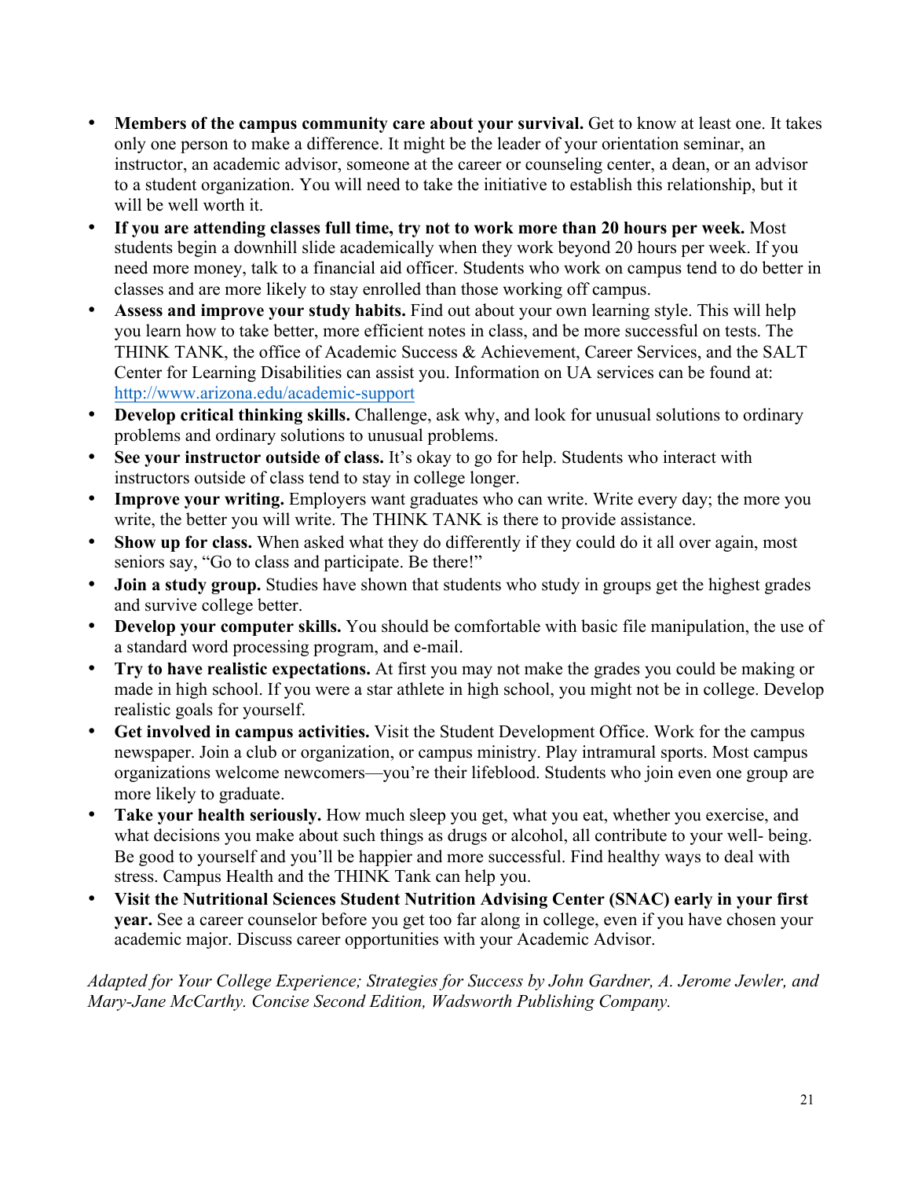- **Members of the campus community care about your survival.** Get to know at least one. It takes only one person to make a difference. It might be the leader of your orientation seminar, an instructor, an academic advisor, someone at the career or counseling center, a dean, or an advisor to a student organization. You will need to take the initiative to establish this relationship, but it will be well worth it.
- **If you are attending classes full time, try not to work more than 20 hours per week.** Most students begin a downhill slide academically when they work beyond 20 hours per week. If you need more money, talk to a financial aid officer. Students who work on campus tend to do better in classes and are more likely to stay enrolled than those working off campus.
- **Assess and improve your study habits.** Find out about your own learning style. This will help you learn how to take better, more efficient notes in class, and be more successful on tests. The THINK TANK, the office of Academic Success & Achievement, Career Services, and the SALT Center for Learning Disabilities can assist you. Information on UA services can be found at: http://www.arizona.edu/academic-support
- **Develop critical thinking skills.** Challenge, ask why, and look for unusual solutions to ordinary problems and ordinary solutions to unusual problems.
- **See your instructor outside of class.** It's okay to go for help. Students who interact with instructors outside of class tend to stay in college longer.
- **Improve your writing.** Employers want graduates who can write. Write every day; the more you write, the better you will write. The THINK TANK is there to provide assistance.
- **Show up for class.** When asked what they do differently if they could do it all over again, most seniors say, "Go to class and participate. Be there!"
- **Join a study group.** Studies have shown that students who study in groups get the highest grades and survive college better.
- **Develop your computer skills.** You should be comfortable with basic file manipulation, the use of a standard word processing program, and e-mail.
- **Try to have realistic expectations.** At first you may not make the grades you could be making or made in high school. If you were a star athlete in high school, you might not be in college. Develop realistic goals for yourself.
- **Get involved in campus activities.** Visit the Student Development Office. Work for the campus newspaper. Join a club or organization, or campus ministry. Play intramural sports. Most campus organizations welcome newcomers—you're their lifeblood. Students who join even one group are more likely to graduate.
- **Take your health seriously.** How much sleep you get, what you eat, whether you exercise, and what decisions you make about such things as drugs or alcohol, all contribute to your well- being. Be good to yourself and you'll be happier and more successful. Find healthy ways to deal with stress. Campus Health and the THINK Tank can help you.
- **Visit the Nutritional Sciences Student Nutrition Advising Center (SNAC) early in your first year.** See a career counselor before you get too far along in college, even if you have chosen your academic major. Discuss career opportunities with your Academic Advisor.

*Adapted for Your College Experience; Strategies for Success by John Gardner, A. Jerome Jewler, and Mary-Jane McCarthy. Concise Second Edition, Wadsworth Publishing Company.*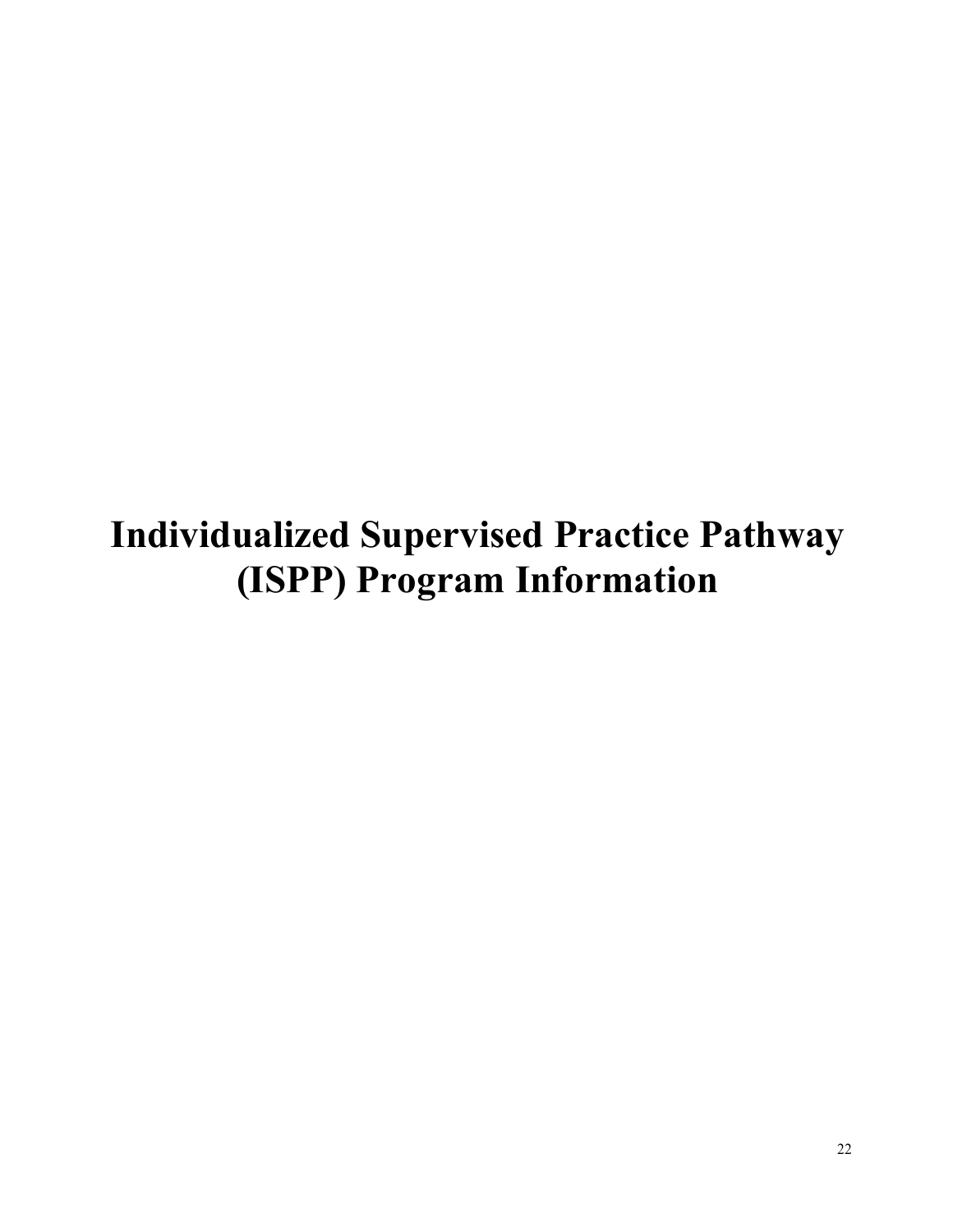# Individualized Supervised Practice Pathway (ISPP) Program Information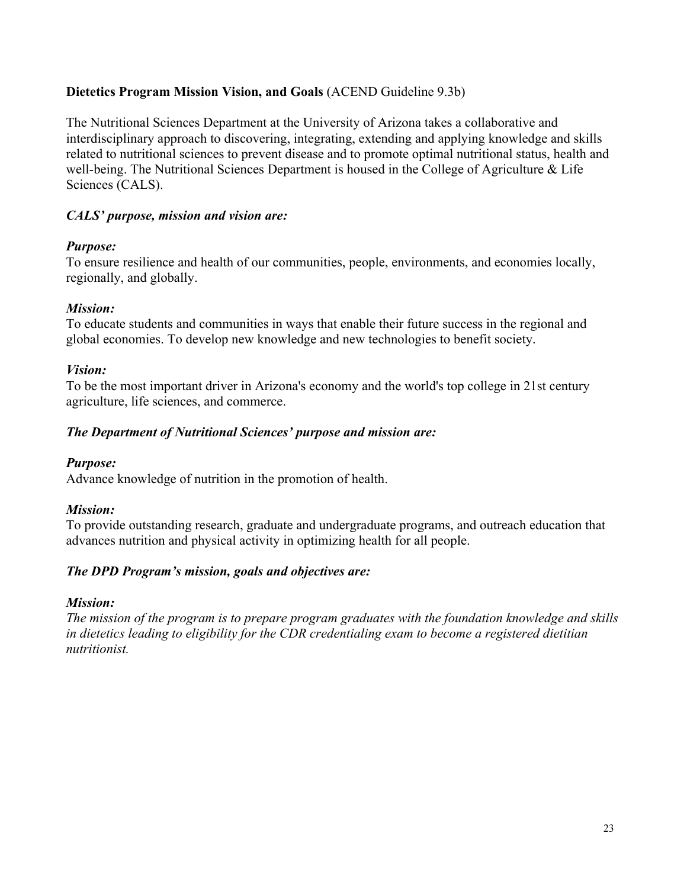**Dietetics Program Mission Vision, and Goals** (ACEND Guideline 9.3b)

The Nutritional Sciences Department at the University of Arizona takes a collaborative and interdisciplinary approach to discovering, integrating, extending and applying knowledge and skills related to nutritional sciences to prevent disease and to promote optimal nutritional status, health and well-being. The Nutritional Sciences Department is housed in the College of Agriculture & Life Sciences (CALS).

***CALS' purpose, mission and vision are:***

***Purpose:***
To ensure resilience and health of our communities, people, environments, and economies locally, regionally, and globally.

***Mission:***
To educate students and communities in ways that enable their future success in the regional and global economies. To develop new knowledge and new technologies to benefit society.

***Vision:***
To be the most important driver in Arizona's economy and the world's top college in 21st century agriculture, life sciences, and commerce.

***The Department of Nutritional Sciences' purpose and mission are:***

***Purpose:***
Advance knowledge of nutrition in the promotion of health.

***Mission:***
To provide outstanding research, graduate and undergraduate programs, and outreach education that advances nutrition and physical activity in optimizing health for all people.

***The DPD Program's mission, goals and objectives are:***

***Mission:***
*The mission of the program is to prepare program graduates with the foundation knowledge and skills in dietetics leading to eligibility for the CDR credentialing exam to become a registered dietitian nutritionist.*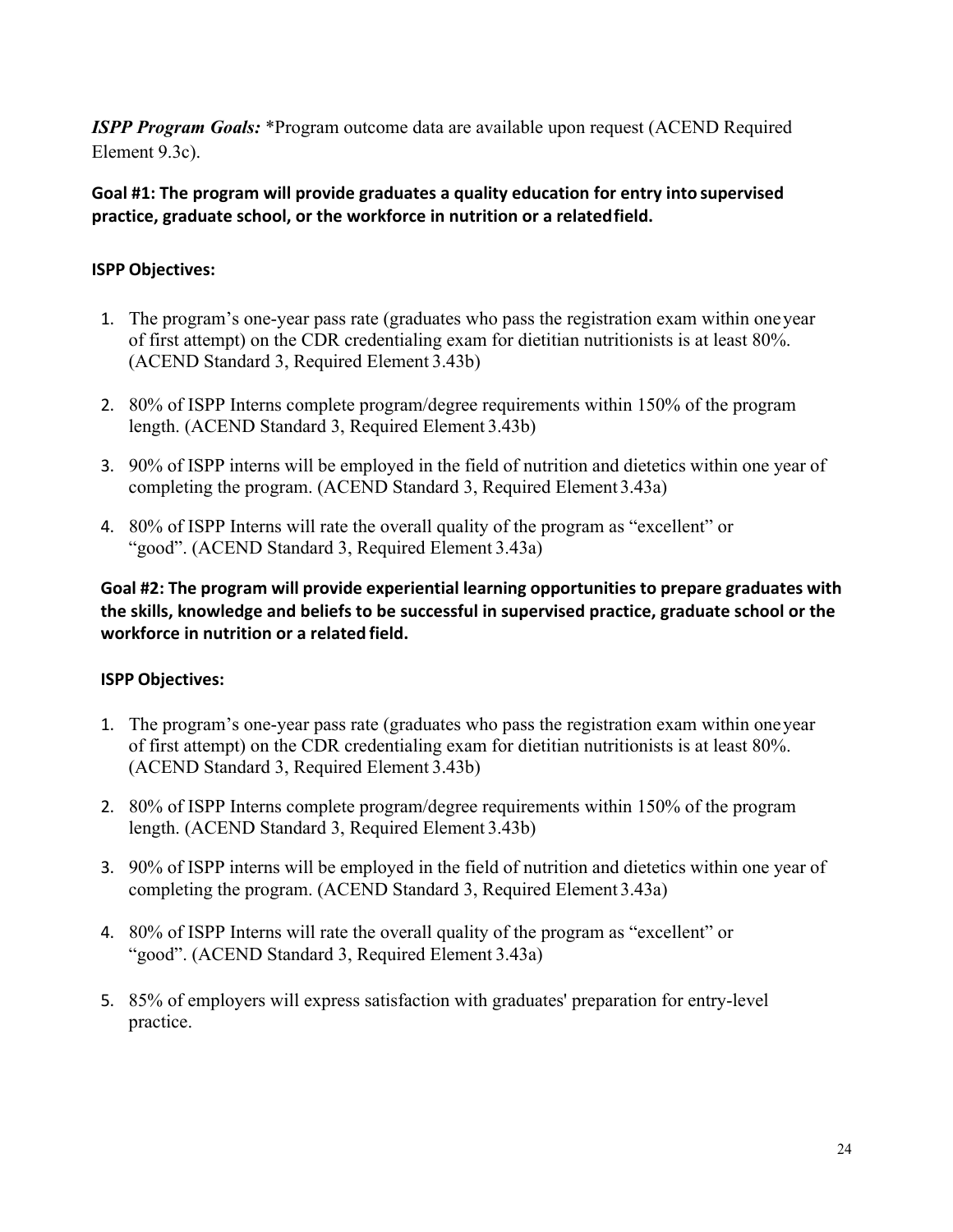***ISPP Program Goals:*** *Program outcome data are available upon request (ACEND Required Element 9.3c).

**Goal #1: The program will provide graduates a quality education for entry into supervised practice, graduate school, or the workforce in nutrition or a related field.**

**ISPP Objectives:**

1. The program's one-year pass rate (graduates who pass the registration exam within one year of first attempt) on the CDR credentialing exam for dietitian nutritionists is at least 80%. (ACEND Standard 3, Required Element 3.43b)

2. 80% of ISPP Interns complete program/degree requirements within 150% of the program length. (ACEND Standard 3, Required Element 3.43b)

3. 90% of ISPP interns will be employed in the field of nutrition and dietetics within one year of completing the program. (ACEND Standard 3, Required Element 3.43a)

4. 80% of ISPP Interns will rate the overall quality of the program as "excellent" or "good". (ACEND Standard 3, Required Element 3.43a)

**Goal #2: The program will provide experiential learning opportunities to prepare graduates with the skills, knowledge and beliefs to be successful in supervised practice, graduate school or the workforce in nutrition or a related field.**

**ISPP Objectives:**

1. The program's one-year pass rate (graduates who pass the registration exam within one year of first attempt) on the CDR credentialing exam for dietitian nutritionists is at least 80%. (ACEND Standard 3, Required Element 3.43b)

2. 80% of ISPP Interns complete program/degree requirements within 150% of the program length. (ACEND Standard 3, Required Element 3.43b)

3. 90% of ISPP interns will be employed in the field of nutrition and dietetics within one year of completing the program. (ACEND Standard 3, Required Element 3.43a)

4. 80% of ISPP Interns will rate the overall quality of the program as "excellent" or "good". (ACEND Standard 3, Required Element 3.43a)

5. 85% of employers will express satisfaction with graduates' preparation for entry-level practice.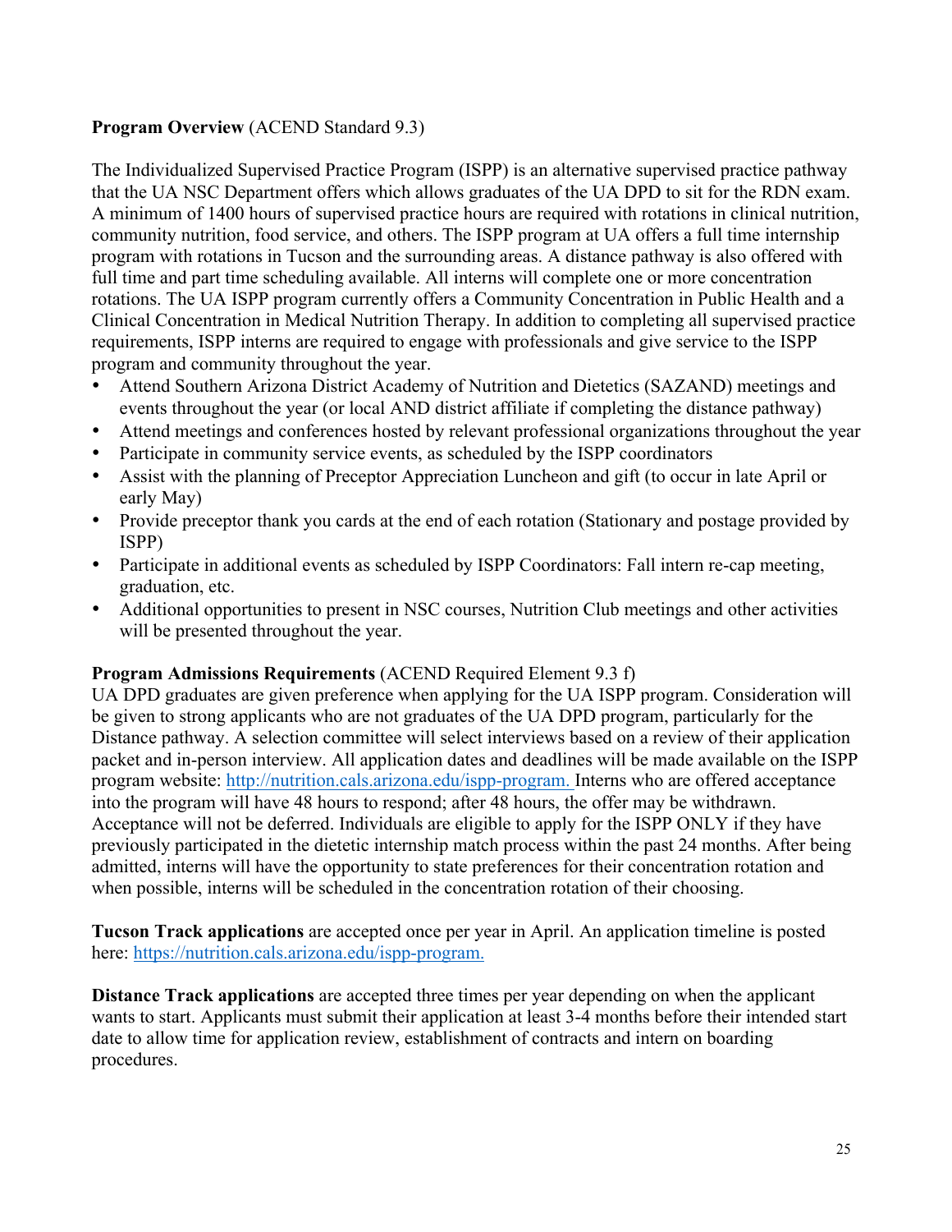**Program Overview** (ACEND Standard 9.3)

The Individualized Supervised Practice Program (ISPP) is an alternative supervised practice pathway that the UA NSC Department offers which allows graduates of the UA DPD to sit for the RDN exam. A minimum of 1400 hours of supervised practice hours are required with rotations in clinical nutrition, community nutrition, food service, and others. The ISPP program at UA offers a full time internship program with rotations in Tucson and the surrounding areas. A distance pathway is also offered with full time and part time scheduling available. All interns will complete one or more concentration rotations. The UA ISPP program currently offers a Community Concentration in Public Health and a Clinical Concentration in Medical Nutrition Therapy. In addition to completing all supervised practice requirements, ISPP interns are required to engage with professionals and give service to the ISPP program and community throughout the year.

- Attend Southern Arizona District Academy of Nutrition and Dietetics (SAZAND) meetings and events throughout the year (or local AND district affiliate if completing the distance pathway)
- Attend meetings and conferences hosted by relevant professional organizations throughout the year
- Participate in community service events, as scheduled by the ISPP coordinators
- Assist with the planning of Preceptor Appreciation Luncheon and gift (to occur in late April or early May)
- Provide preceptor thank you cards at the end of each rotation (Stationary and postage provided by ISPP)
- Participate in additional events as scheduled by ISPP Coordinators: Fall intern re-cap meeting, graduation, etc.
- Additional opportunities to present in NSC courses, Nutrition Club meetings and other activities will be presented throughout the year.

**Program Admissions Requirements** (ACEND Required Element 9.3 f)

UA DPD graduates are given preference when applying for the UA ISPP program. Consideration will be given to strong applicants who are not graduates of the UA DPD program, particularly for the Distance pathway. A selection committee will select interviews based on a review of their application packet and in-person interview. All application dates and deadlines will be made available on the ISPP program website: http://nutrition.cals.arizona.edu/ispp-program. Interns who are offered acceptance into the program will have 48 hours to respond; after 48 hours, the offer may be withdrawn. Acceptance will not be deferred. Individuals are eligible to apply for the ISPP ONLY if they have previously participated in the dietetic internship match process within the past 24 months. After being admitted, interns will have the opportunity to state preferences for their concentration rotation and when possible, interns will be scheduled in the concentration rotation of their choosing.

**Tucson Track applications** are accepted once per year in April. An application timeline is posted here: https://nutrition.cals.arizona.edu/ispp-program.

**Distance Track applications** are accepted three times per year depending on when the applicant wants to start. Applicants must submit their application at least 3-4 months before their intended start date to allow time for application review, establishment of contracts and intern on boarding procedures.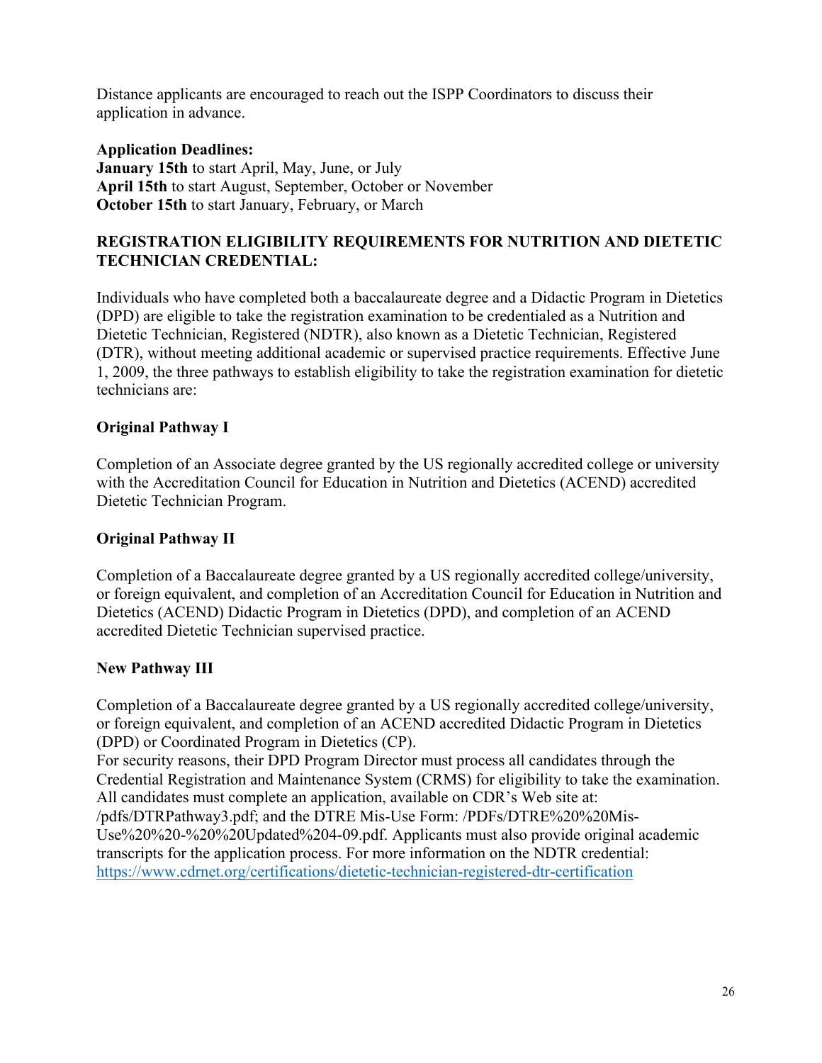Distance applicants are encouraged to reach out the ISPP Coordinators to discuss their application in advance.

**Application Deadlines:**
**January 15th** to start April, May, June, or July
**April 15th** to start August, September, October or November
**October 15th** to start January, February, or March

## REGISTRATION ELIGIBILITY REQUIREMENTS FOR NUTRITION AND DIETETIC TECHNICIAN CREDENTIAL:

Individuals who have completed both a baccalaureate degree and a Didactic Program in Dietetics (DPD) are eligible to take the registration examination to be credentialed as a Nutrition and Dietetic Technician, Registered (NDTR), also known as a Dietetic Technician, Registered (DTR), without meeting additional academic or supervised practice requirements. Effective June 1, 2009, the three pathways to establish eligibility to take the registration examination for dietetic technicians are:

### Original Pathway I

Completion of an Associate degree granted by the US regionally accredited college or university with the Accreditation Council for Education in Nutrition and Dietetics (ACEND) accredited Dietetic Technician Program.

### Original Pathway II

Completion of a Baccalaureate degree granted by a US regionally accredited college/university, or foreign equivalent, and completion of an Accreditation Council for Education in Nutrition and Dietetics (ACEND) Didactic Program in Dietetics (DPD), and completion of an ACEND accredited Dietetic Technician supervised practice.

### New Pathway III

Completion of a Baccalaureate degree granted by a US regionally accredited college/university, or foreign equivalent, and completion of an ACEND accredited Didactic Program in Dietetics (DPD) or Coordinated Program in Dietetics (CP).
For security reasons, their DPD Program Director must process all candidates through the Credential Registration and Maintenance System (CRMS) for eligibility to take the examination. All candidates must complete an application, available on CDR's Web site at: /pdfs/DTRPathway3.pdf; and the DTRE Mis-Use Form: /PDFs/DTRE%20%20Mis-Use%20%20-%20%20Updated%204-09.pdf. Applicants must also provide original academic transcripts for the application process. For more information on the NDTR credential: https://www.cdrnet.org/certifications/dietetic-technician-registered-dtr-certification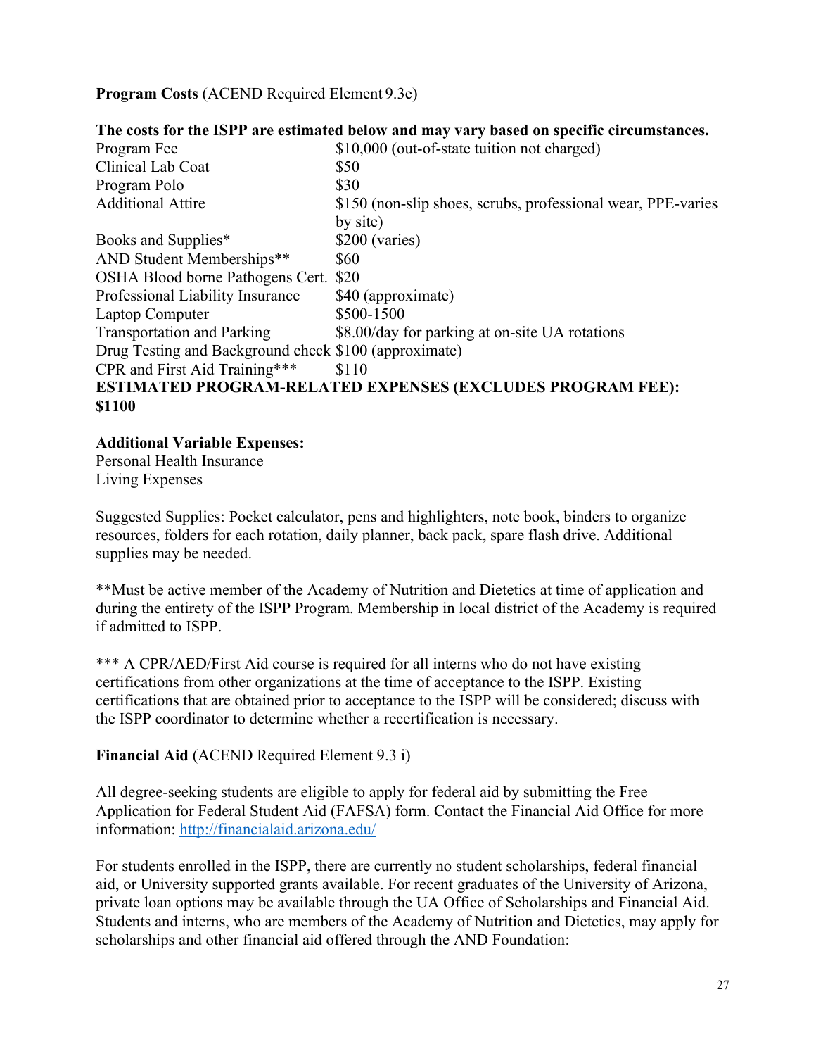**Program Costs** (ACEND Required Element 9.3e)

**The costs for the ISPP are estimated below and may vary based on specific circumstances.**

| | |
|---|---|
| Program Fee | $10,000 (out-of-state tuition not charged) |
| Clinical Lab Coat | $50 |
| Program Polo | $30 |
| Additional Attire | $150 (non-slip shoes, scrubs, professional wear, PPE-varies by site) |
| Books and Supplies* | $200 (varies) |
| AND Student Memberships** | $60 |
| OSHA Blood borne Pathogens Cert. | $20 |
| Professional Liability Insurance | $40 (approximate) |
| Laptop Computer | $500-1500 |
| Transportation and Parking | $8.00/day for parking at on-site UA rotations |
| Drug Testing and Background check | $100 (approximate) |
| CPR and First Aid Training*** | $110 |

**ESTIMATED PROGRAM-RELATED EXPENSES (EXCLUDES PROGRAM FEE): $1100**

**Additional Variable Expenses:**
Personal Health Insurance
Living Expenses

Suggested Supplies: Pocket calculator, pens and highlighters, note book, binders to organize resources, folders for each rotation, daily planner, back pack, spare flash drive. Additional supplies may be needed.

**Must be active member of the Academy of Nutrition and Dietetics at time of application and during the entirety of the ISPP Program. Membership in local district of the Academy is required if admitted to ISPP.

*** A CPR/AED/First Aid course is required for all interns who do not have existing certifications from other organizations at the time of acceptance to the ISPP. Existing certifications that are obtained prior to acceptance to the ISPP will be considered; discuss with the ISPP coordinator to determine whether a recertification is necessary.

**Financial Aid** (ACEND Required Element 9.3 i)

All degree-seeking students are eligible to apply for federal aid by submitting the Free Application for Federal Student Aid (FAFSA) form. Contact the Financial Aid Office for more information: http://financialaid.arizona.edu/

For students enrolled in the ISPP, there are currently no student scholarships, federal financial aid, or University supported grants available. For recent graduates of the University of Arizona, private loan options may be available through the UA Office of Scholarships and Financial Aid. Students and interns, who are members of the Academy of Nutrition and Dietetics, may apply for scholarships and other financial aid offered through the AND Foundation: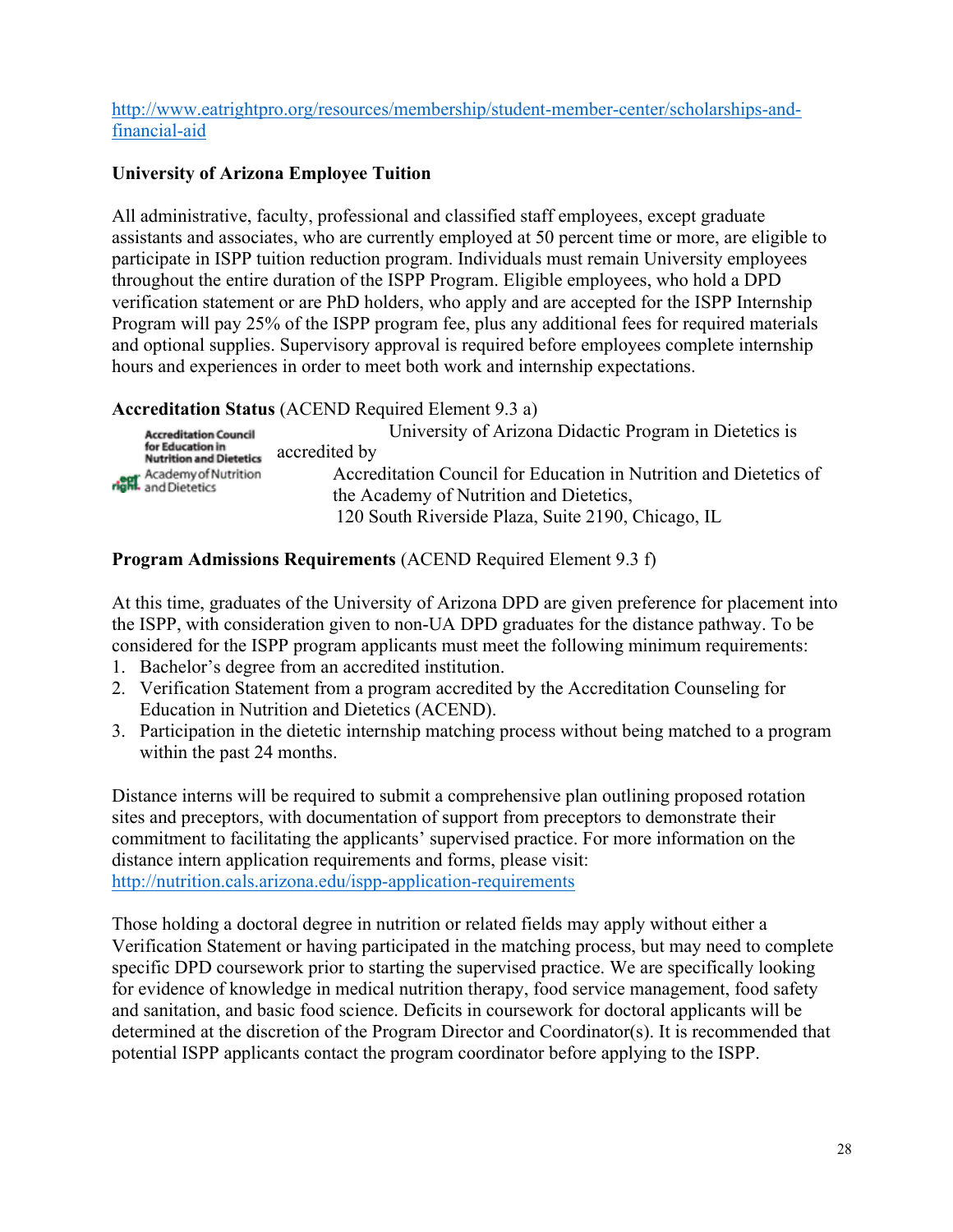http://www.eatrightpro.org/resources/membership/student-member-center/scholarships-and-financial-aid

**University of Arizona Employee Tuition**

All administrative, faculty, professional and classified staff employees, except graduate assistants and associates, who are currently employed at 50 percent time or more, are eligible to participate in ISPP tuition reduction program. Individuals must remain University employees throughout the entire duration of the ISPP Program. Eligible employees, who hold a DPD verification statement or are PhD holders, who apply and are accepted for the ISPP Internship Program will pay 25% of the ISPP program fee, plus any additional fees for required materials and optional supplies. Supervisory approval is required before employees complete internship hours and experiences in order to meet both work and internship expectations.

**Accreditation Status** (ACEND Required Element 9.3 a)

Accreditation Council for Education in Nutrition and Dietetics
eat right. Academy of Nutrition and Dietetics

University of Arizona Didactic Program in Dietetics is accredited by
Accreditation Council for Education in Nutrition and Dietetics of the Academy of Nutrition and Dietetics,
120 South Riverside Plaza, Suite 2190, Chicago, IL

**Program Admissions Requirements** (ACEND Required Element 9.3 f)

At this time, graduates of the University of Arizona DPD are given preference for placement into the ISPP, with consideration given to non-UA DPD graduates for the distance pathway. To be considered for the ISPP program applicants must meet the following minimum requirements:

1. Bachelor's degree from an accredited institution.
2. Verification Statement from a program accredited by the Accreditation Counseling for Education in Nutrition and Dietetics (ACEND).
3. Participation in the dietetic internship matching process without being matched to a program within the past 24 months.

Distance interns will be required to submit a comprehensive plan outlining proposed rotation sites and preceptors, with documentation of support from preceptors to demonstrate their commitment to facilitating the applicants' supervised practice. For more information on the distance intern application requirements and forms, please visit: http://nutrition.cals.arizona.edu/ispp-application-requirements

Those holding a doctoral degree in nutrition or related fields may apply without either a Verification Statement or having participated in the matching process, but may need to complete specific DPD coursework prior to starting the supervised practice. We are specifically looking for evidence of knowledge in medical nutrition therapy, food service management, food safety and sanitation, and basic food science. Deficits in coursework for doctoral applicants will be determined at the discretion of the Program Director and Coordinator(s). It is recommended that potential ISPP applicants contact the program coordinator before applying to the ISPP.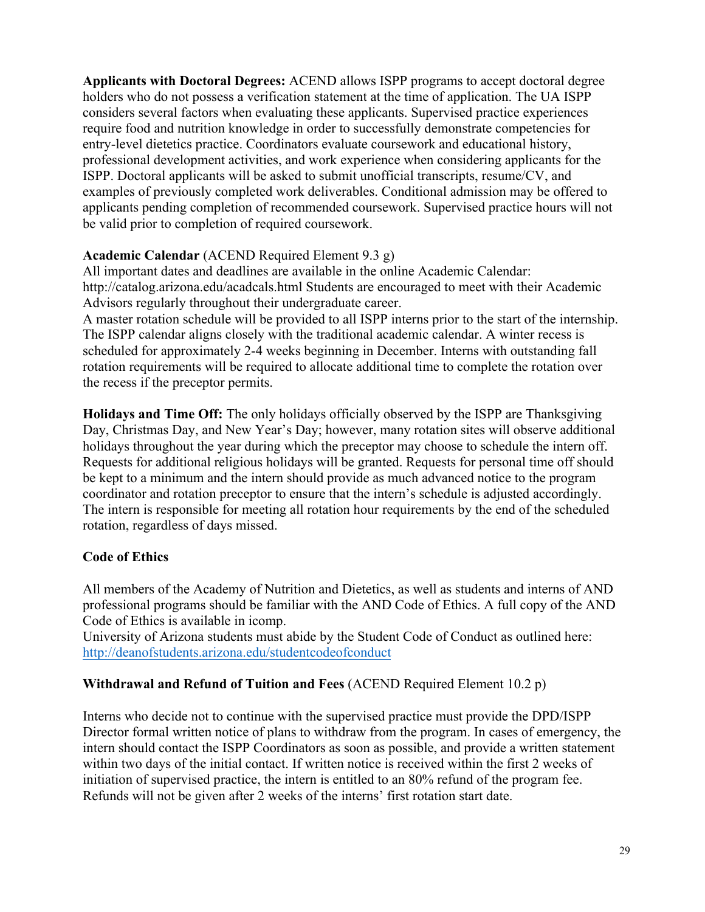**Applicants with Doctoral Degrees:** ACEND allows ISPP programs to accept doctoral degree holders who do not possess a verification statement at the time of application. The UA ISPP considers several factors when evaluating these applicants. Supervised practice experiences require food and nutrition knowledge in order to successfully demonstrate competencies for entry-level dietetics practice. Coordinators evaluate coursework and educational history, professional development activities, and work experience when considering applicants for the ISPP. Doctoral applicants will be asked to submit unofficial transcripts, resume/CV, and examples of previously completed work deliverables. Conditional admission may be offered to applicants pending completion of recommended coursework. Supervised practice hours will not be valid prior to completion of required coursework.

**Academic Calendar** (ACEND Required Element 9.3 g)

All important dates and deadlines are available in the online Academic Calendar: http://catalog.arizona.edu/acadcals.html Students are encouraged to meet with their Academic Advisors regularly throughout their undergraduate career.

A master rotation schedule will be provided to all ISPP interns prior to the start of the internship. The ISPP calendar aligns closely with the traditional academic calendar. A winter recess is scheduled for approximately 2-4 weeks beginning in December. Interns with outstanding fall rotation requirements will be required to allocate additional time to complete the rotation over the recess if the preceptor permits.

**Holidays and Time Off:** The only holidays officially observed by the ISPP are Thanksgiving Day, Christmas Day, and New Year's Day; however, many rotation sites will observe additional holidays throughout the year during which the preceptor may choose to schedule the intern off. Requests for additional religious holidays will be granted. Requests for personal time off should be kept to a minimum and the intern should provide as much advanced notice to the program coordinator and rotation preceptor to ensure that the intern's schedule is adjusted accordingly. The intern is responsible for meeting all rotation hour requirements by the end of the scheduled rotation, regardless of days missed.

**Code of Ethics**

All members of the Academy of Nutrition and Dietetics, as well as students and interns of AND professional programs should be familiar with the AND Code of Ethics. A full copy of the AND Code of Ethics is available in icomp.

University of Arizona students must abide by the Student Code of Conduct as outlined here: http://deanofstudents.arizona.edu/studentcodeofconduct

**Withdrawal and Refund of Tuition and Fees** (ACEND Required Element 10.2 p)

Interns who decide not to continue with the supervised practice must provide the DPD/ISPP Director formal written notice of plans to withdraw from the program. In cases of emergency, the intern should contact the ISPP Coordinators as soon as possible, and provide a written statement within two days of the initial contact. If written notice is received within the first 2 weeks of initiation of supervised practice, the intern is entitled to an 80% refund of the program fee. Refunds will not be given after 2 weeks of the interns' first rotation start date.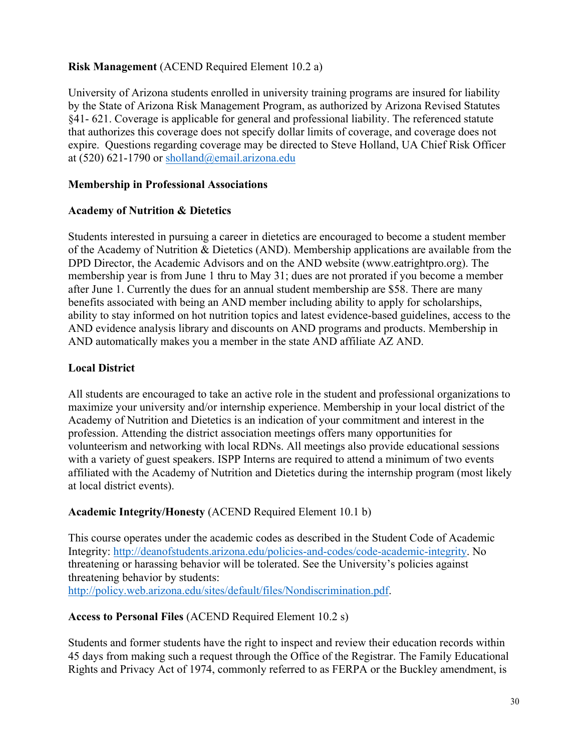**Risk Management** (ACEND Required Element 10.2 a)

University of Arizona students enrolled in university training programs are insured for liability by the State of Arizona Risk Management Program, as authorized by Arizona Revised Statutes §41- 621. Coverage is applicable for general and professional liability. The referenced statute that authorizes this coverage does not specify dollar limits of coverage, and coverage does not expire. Questions regarding coverage may be directed to Steve Holland, UA Chief Risk Officer at (520) 621-1790 or sholland@email.arizona.edu

**Membership in Professional Associations**

**Academy of Nutrition & Dietetics**

Students interested in pursuing a career in dietetics are encouraged to become a student member of the Academy of Nutrition & Dietetics (AND). Membership applications are available from the DPD Director, the Academic Advisors and on the AND website (www.eatrightpro.org). The membership year is from June 1 thru to May 31; dues are not prorated if you become a member after June 1. Currently the dues for an annual student membership are $58. There are many benefits associated with being an AND member including ability to apply for scholarships, ability to stay informed on hot nutrition topics and latest evidence-based guidelines, access to the AND evidence analysis library and discounts on AND programs and products. Membership in AND automatically makes you a member in the state AND affiliate AZ AND.

**Local District**

All students are encouraged to take an active role in the student and professional organizations to maximize your university and/or internship experience. Membership in your local district of the Academy of Nutrition and Dietetics is an indication of your commitment and interest in the profession. Attending the district association meetings offers many opportunities for volunteerism and networking with local RDNs. All meetings also provide educational sessions with a variety of guest speakers. ISPP Interns are required to attend a minimum of two events affiliated with the Academy of Nutrition and Dietetics during the internship program (most likely at local district events).

**Academic Integrity/Honesty** (ACEND Required Element 10.1 b)

This course operates under the academic codes as described in the Student Code of Academic Integrity: http://deanofstudents.arizona.edu/policies-and-codes/code-academic-integrity. No threatening or harassing behavior will be tolerated. See the University's policies against threatening behavior by students: http://policy.web.arizona.edu/sites/default/files/Nondiscrimination.pdf.

**Access to Personal Files** (ACEND Required Element 10.2 s)

Students and former students have the right to inspect and review their education records within 45 days from making such a request through the Office of the Registrar. The Family Educational Rights and Privacy Act of 1974, commonly referred to as FERPA or the Buckley amendment, is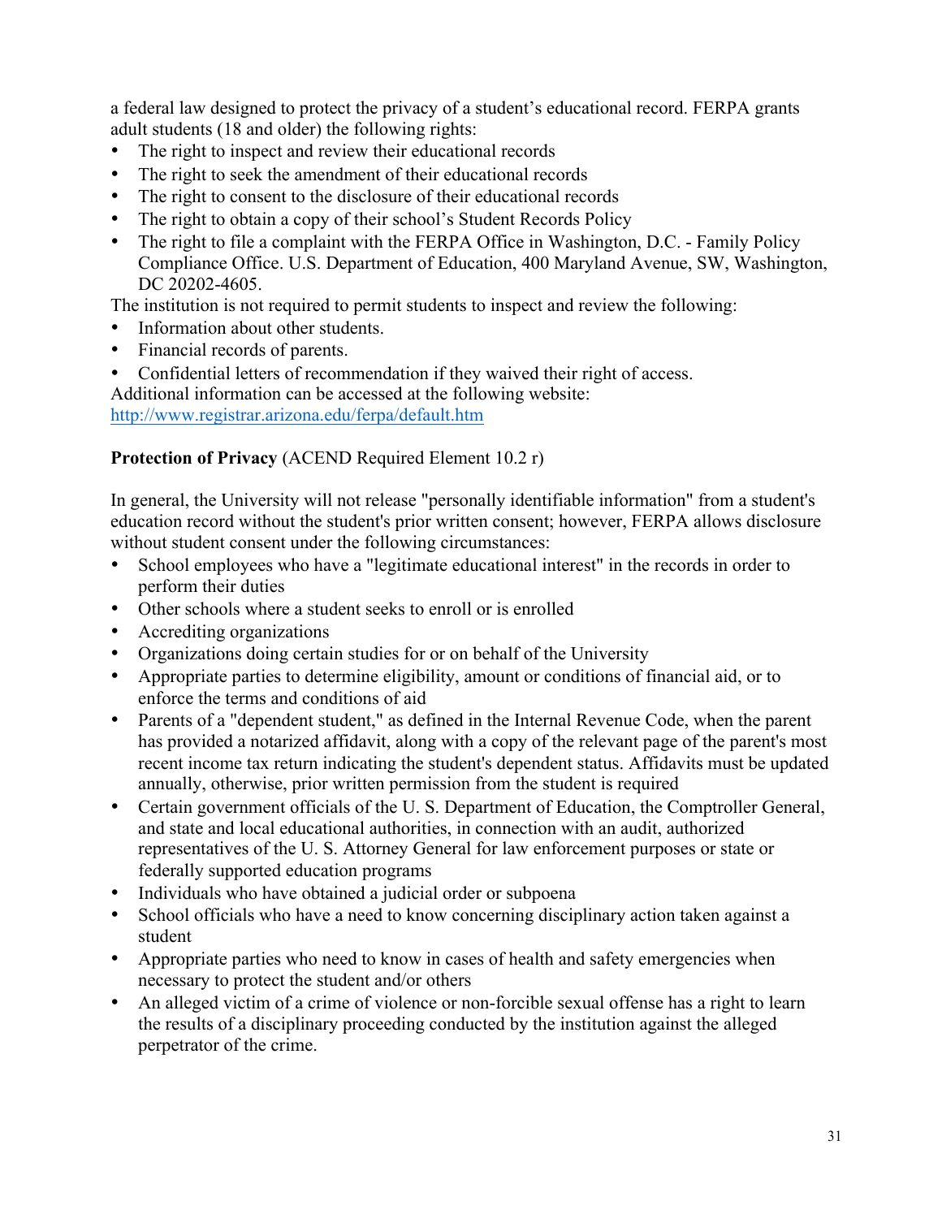a federal law designed to protect the privacy of a student's educational record. FERPA grants adult students (18 and older) the following rights:

- The right to inspect and review their educational records
- The right to seek the amendment of their educational records
- The right to consent to the disclosure of their educational records
- The right to obtain a copy of their school's Student Records Policy
- The right to file a complaint with the FERPA Office in Washington, D.C. - Family Policy Compliance Office. U.S. Department of Education, 400 Maryland Avenue, SW, Washington, DC 20202-4605.

The institution is not required to permit students to inspect and review the following:

- Information about other students.
- Financial records of parents.
- Confidential letters of recommendation if they waived their right of access.

Additional information can be accessed at the following website:
[http://www.registrar.arizona.edu/ferpa/default.htm](http://www.registrar.arizona.edu/ferpa/default.htm)

**Protection of Privacy** (ACEND Required Element 10.2 r)

In general, the University will not release "personally identifiable information" from a student's education record without the student's prior written consent; however, FERPA allows disclosure without student consent under the following circumstances:

- School employees who have a "legitimate educational interest" in the records in order to perform their duties
- Other schools where a student seeks to enroll or is enrolled
- Accrediting organizations
- Organizations doing certain studies for or on behalf of the University
- Appropriate parties to determine eligibility, amount or conditions of financial aid, or to enforce the terms and conditions of aid
- Parents of a "dependent student," as defined in the Internal Revenue Code, when the parent has provided a notarized affidavit, along with a copy of the relevant page of the parent's most recent income tax return indicating the student's dependent status. Affidavits must be updated annually, otherwise, prior written permission from the student is required
- Certain government officials of the U. S. Department of Education, the Comptroller General, and state and local educational authorities, in connection with an audit, authorized representatives of the U. S. Attorney General for law enforcement purposes or state or federally supported education programs
- Individuals who have obtained a judicial order or subpoena
- School officials who have a need to know concerning disciplinary action taken against a student
- Appropriate parties who need to know in cases of health and safety emergencies when necessary to protect the student and/or others
- An alleged victim of a crime of violence or non-forcible sexual offense has a right to learn the results of a disciplinary proceeding conducted by the institution against the alleged perpetrator of the crime.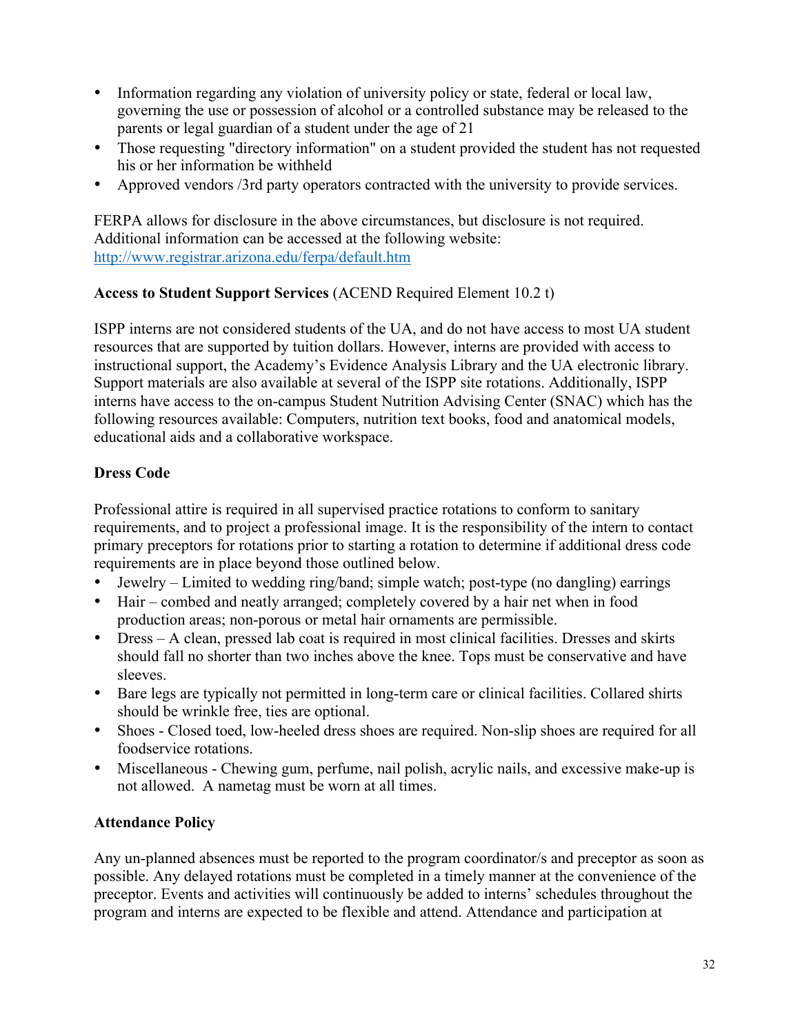- Information regarding any violation of university policy or state, federal or local law, governing the use or possession of alcohol or a controlled substance may be released to the parents or legal guardian of a student under the age of 21
- Those requesting "directory information" on a student provided the student has not requested his or her information be withheld
- Approved vendors /3rd party operators contracted with the university to provide services.

FERPA allows for disclosure in the above circumstances, but disclosure is not required. Additional information can be accessed at the following website: [http://www.registrar.arizona.edu/ferpa/default.htm](http://www.registrar.arizona.edu/ferpa/default.htm)

**Access to Student Support Services** (ACEND Required Element 10.2 t)

ISPP interns are not considered students of the UA, and do not have access to most UA student resources that are supported by tuition dollars. However, interns are provided with access to instructional support, the Academy's Evidence Analysis Library and the UA electronic library. Support materials are also available at several of the ISPP site rotations. Additionally, ISPP interns have access to the on-campus Student Nutrition Advising Center (SNAC) which has the following resources available: Computers, nutrition text books, food and anatomical models, educational aids and a collaborative workspace.

**Dress Code**

Professional attire is required in all supervised practice rotations to conform to sanitary requirements, and to project a professional image. It is the responsibility of the intern to contact primary preceptors for rotations prior to starting a rotation to determine if additional dress code requirements are in place beyond those outlined below.

- Jewelry – Limited to wedding ring/band; simple watch; post-type (no dangling) earrings
- Hair – combed and neatly arranged; completely covered by a hair net when in food production areas; non-porous or metal hair ornaments are permissible.
- Dress – A clean, pressed lab coat is required in most clinical facilities. Dresses and skirts should fall no shorter than two inches above the knee. Tops must be conservative and have sleeves.
- Bare legs are typically not permitted in long-term care or clinical facilities. Collared shirts should be wrinkle free, ties are optional.
- Shoes - Closed toed, low-heeled dress shoes are required. Non-slip shoes are required for all foodservice rotations.
- Miscellaneous - Chewing gum, perfume, nail polish, acrylic nails, and excessive make-up is not allowed. A nametag must be worn at all times.

**Attendance Policy**

Any un-planned absences must be reported to the program coordinator/s and preceptor as soon as possible. Any delayed rotations must be completed in a timely manner at the convenience of the preceptor. Events and activities will continuously be added to interns' schedules throughout the program and interns are expected to be flexible and attend. Attendance and participation at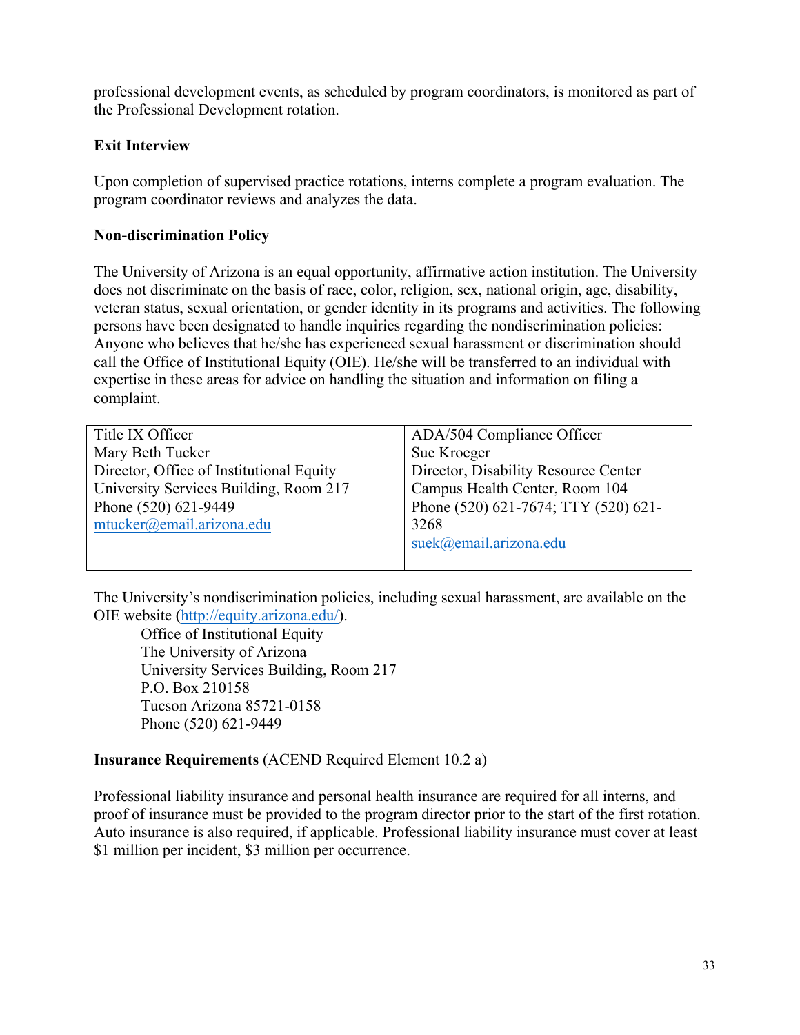professional development events, as scheduled by program coordinators, is monitored as part of the Professional Development rotation.

**Exit Interview**

Upon completion of supervised practice rotations, interns complete a program evaluation. The program coordinator reviews and analyzes the data.

**Non-discrimination Policy**

The University of Arizona is an equal opportunity, affirmative action institution. The University does not discriminate on the basis of race, color, religion, sex, national origin, age, disability, veteran status, sexual orientation, or gender identity in its programs and activities. The following persons have been designated to handle inquiries regarding the nondiscrimination policies: Anyone who believes that he/she has experienced sexual harassment or discrimination should call the Office of Institutional Equity (OIE). He/she will be transferred to an individual with expertise in these areas for advice on handling the situation and information on filing a complaint.

| Title IX Officer<br>Mary Beth Tucker<br>Director, Office of Institutional Equity<br>University Services Building, Room 217<br>Phone (520) 621-9449<br>mtucker@email.arizona.edu | ADA/504 Compliance Officer<br>Sue Kroeger<br>Director, Disability Resource Center<br>Campus Health Center, Room 104<br>Phone (520) 621-7674; TTY (520) 621-3268<br>suek@email.arizona.edu |
|---|---|

The University's nondiscrimination policies, including sexual harassment, are available on the OIE website (http://equity.arizona.edu/).

Office of Institutional Equity
The University of Arizona
University Services Building, Room 217
P.O. Box 210158
Tucson Arizona 85721-0158
Phone (520) 621-9449

**Insurance Requirements** (ACEND Required Element 10.2 a)

Professional liability insurance and personal health insurance are required for all interns, and proof of insurance must be provided to the program director prior to the start of the first rotation. Auto insurance is also required, if applicable. Professional liability insurance must cover at least $1 million per incident, $3 million per occurrence.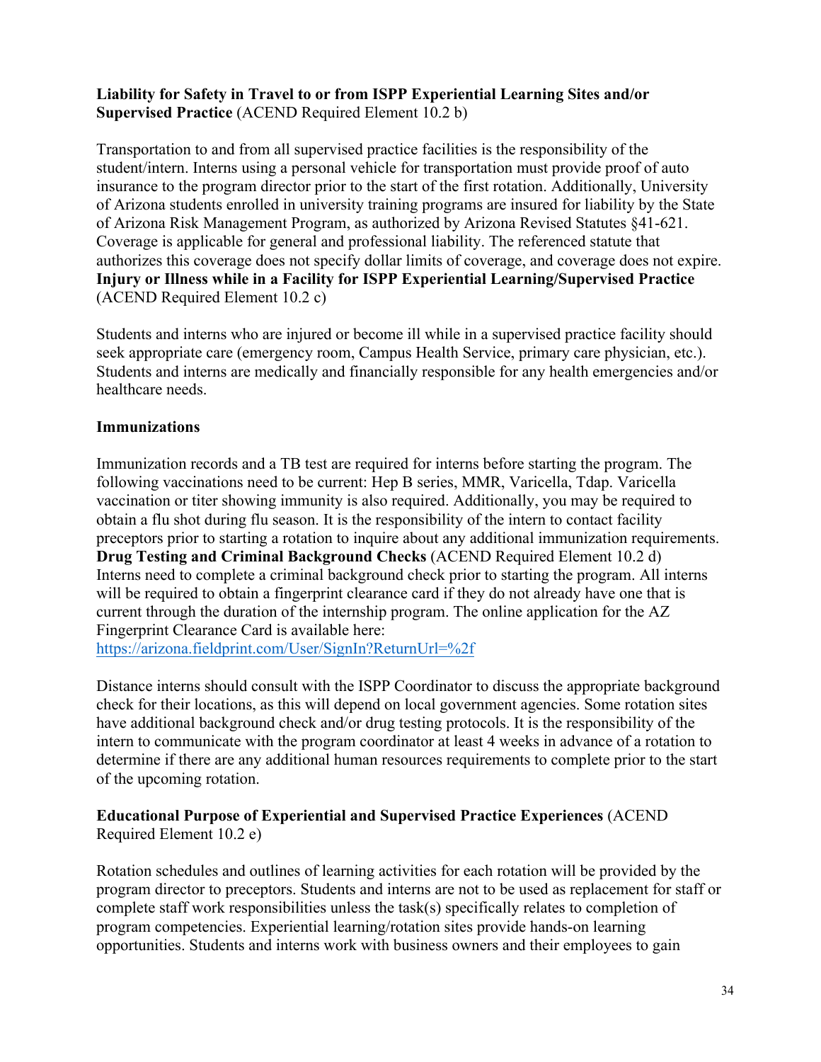**Liability for Safety in Travel to or from ISPP Experiential Learning Sites and/or Supervised Practice** (ACEND Required Element 10.2 b)

Transportation to and from all supervised practice facilities is the responsibility of the student/intern. Interns using a personal vehicle for transportation must provide proof of auto insurance to the program director prior to the start of the first rotation. Additionally, University of Arizona students enrolled in university training programs are insured for liability by the State of Arizona Risk Management Program, as authorized by Arizona Revised Statutes §41-621. Coverage is applicable for general and professional liability. The referenced statute that authorizes this coverage does not specify dollar limits of coverage, and coverage does not expire.

**Injury or Illness while in a Facility for ISPP Experiential Learning/Supervised Practice** (ACEND Required Element 10.2 c)

Students and interns who are injured or become ill while in a supervised practice facility should seek appropriate care (emergency room, Campus Health Service, primary care physician, etc.). Students and interns are medically and financially responsible for any health emergencies and/or healthcare needs.

**Immunizations**

Immunization records and a TB test are required for interns before starting the program. The following vaccinations need to be current: Hep B series, MMR, Varicella, Tdap. Varicella vaccination or titer showing immunity is also required. Additionally, you may be required to obtain a flu shot during flu season. It is the responsibility of the intern to contact facility preceptors prior to starting a rotation to inquire about any additional immunization requirements.

**Drug Testing and Criminal Background Checks** (ACEND Required Element 10.2 d)

Interns need to complete a criminal background check prior to starting the program. All interns will be required to obtain a fingerprint clearance card if they do not already have one that is current through the duration of the internship program. The online application for the AZ Fingerprint Clearance Card is available here: https://arizona.fieldprint.com/User/SignIn?ReturnUrl=%2f

Distance interns should consult with the ISPP Coordinator to discuss the appropriate background check for their locations, as this will depend on local government agencies. Some rotation sites have additional background check and/or drug testing protocols. It is the responsibility of the intern to communicate with the program coordinator at least 4 weeks in advance of a rotation to determine if there are any additional human resources requirements to complete prior to the start of the upcoming rotation.

**Educational Purpose of Experiential and Supervised Practice Experiences** (ACEND Required Element 10.2 e)

Rotation schedules and outlines of learning activities for each rotation will be provided by the program director to preceptors. Students and interns are not to be used as replacement for staff or complete staff work responsibilities unless the task(s) specifically relates to completion of program competencies. Experiential learning/rotation sites provide hands-on learning opportunities. Students and interns work with business owners and their employees to gain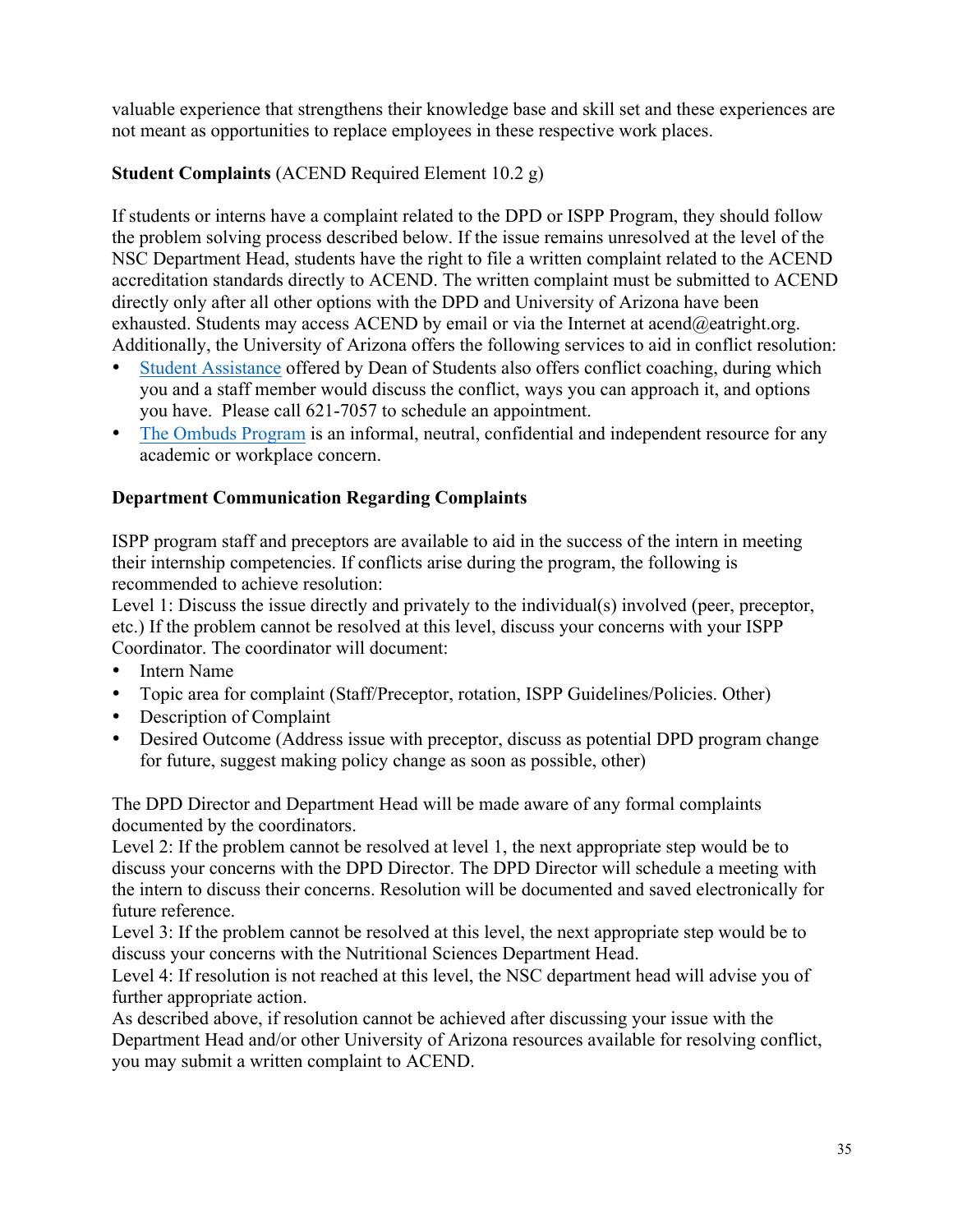valuable experience that strengthens their knowledge base and skill set and these experiences are not meant as opportunities to replace employees in these respective work places.

**Student Complaints** (ACEND Required Element 10.2 g)

If students or interns have a complaint related to the DPD or ISPP Program, they should follow the problem solving process described below. If the issue remains unresolved at the level of the NSC Department Head, students have the right to file a written complaint related to the ACEND accreditation standards directly to ACEND. The written complaint must be submitted to ACEND directly only after all other options with the DPD and University of Arizona have been exhausted. Students may access ACEND by email or via the Internet at acend@eatright.org. Additionally, the University of Arizona offers the following services to aid in conflict resolution:

- Student Assistance offered by Dean of Students also offers conflict coaching, during which you and a staff member would discuss the conflict, ways you can approach it, and options you have. Please call 621-7057 to schedule an appointment.
- The Ombuds Program is an informal, neutral, confidential and independent resource for any academic or workplace concern.

**Department Communication Regarding Complaints**

ISPP program staff and preceptors are available to aid in the success of the intern in meeting their internship competencies. If conflicts arise during the program, the following is recommended to achieve resolution:

Level 1: Discuss the issue directly and privately to the individual(s) involved (peer, preceptor, etc.) If the problem cannot be resolved at this level, discuss your concerns with your ISPP Coordinator. The coordinator will document:

- Intern Name
- Topic area for complaint (Staff/Preceptor, rotation, ISPP Guidelines/Policies. Other)
- Description of Complaint
- Desired Outcome (Address issue with preceptor, discuss as potential DPD program change for future, suggest making policy change as soon as possible, other)

The DPD Director and Department Head will be made aware of any formal complaints documented by the coordinators.

Level 2: If the problem cannot be resolved at level 1, the next appropriate step would be to discuss your concerns with the DPD Director. The DPD Director will schedule a meeting with the intern to discuss their concerns. Resolution will be documented and saved electronically for future reference.

Level 3: If the problem cannot be resolved at this level, the next appropriate step would be to discuss your concerns with the Nutritional Sciences Department Head.

Level 4: If resolution is not reached at this level, the NSC department head will advise you of further appropriate action.

As described above, if resolution cannot be achieved after discussing your issue with the Department Head and/or other University of Arizona resources available for resolving conflict, you may submit a written complaint to ACEND.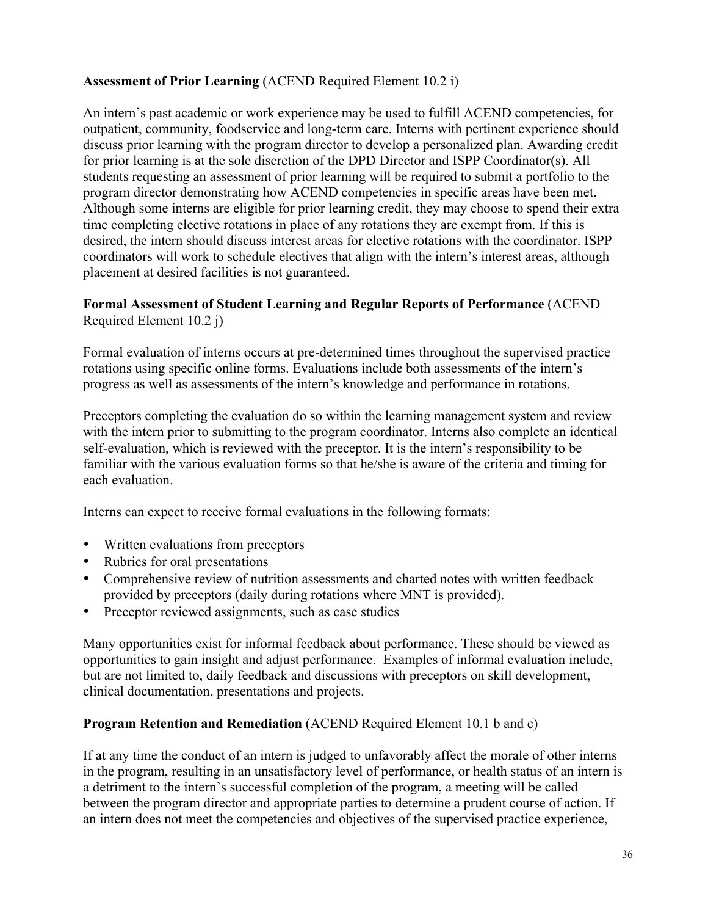**Assessment of Prior Learning** (ACEND Required Element 10.2 i)

An intern's past academic or work experience may be used to fulfill ACEND competencies, for outpatient, community, foodservice and long-term care. Interns with pertinent experience should discuss prior learning with the program director to develop a personalized plan. Awarding credit for prior learning is at the sole discretion of the DPD Director and ISPP Coordinator(s). All students requesting an assessment of prior learning will be required to submit a portfolio to the program director demonstrating how ACEND competencies in specific areas have been met. Although some interns are eligible for prior learning credit, they may choose to spend their extra time completing elective rotations in place of any rotations they are exempt from. If this is desired, the intern should discuss interest areas for elective rotations with the coordinator. ISPP coordinators will work to schedule electives that align with the intern's interest areas, although placement at desired facilities is not guaranteed.

**Formal Assessment of Student Learning and Regular Reports of Performance** (ACEND Required Element 10.2 j)

Formal evaluation of interns occurs at pre-determined times throughout the supervised practice rotations using specific online forms. Evaluations include both assessments of the intern's progress as well as assessments of the intern's knowledge and performance in rotations.

Preceptors completing the evaluation do so within the learning management system and review with the intern prior to submitting to the program coordinator. Interns also complete an identical self-evaluation, which is reviewed with the preceptor. It is the intern's responsibility to be familiar with the various evaluation forms so that he/she is aware of the criteria and timing for each evaluation.

Interns can expect to receive formal evaluations in the following formats:

- Written evaluations from preceptors
- Rubrics for oral presentations
- Comprehensive review of nutrition assessments and charted notes with written feedback provided by preceptors (daily during rotations where MNT is provided).
- Preceptor reviewed assignments, such as case studies

Many opportunities exist for informal feedback about performance. These should be viewed as opportunities to gain insight and adjust performance. Examples of informal evaluation include, but are not limited to, daily feedback and discussions with preceptors on skill development, clinical documentation, presentations and projects.

**Program Retention and Remediation** (ACEND Required Element 10.1 b and c)

If at any time the conduct of an intern is judged to unfavorably affect the morale of other interns in the program, resulting in an unsatisfactory level of performance, or health status of an intern is a detriment to the intern's successful completion of the program, a meeting will be called between the program director and appropriate parties to determine a prudent course of action. If an intern does not meet the competencies and objectives of the supervised practice experience,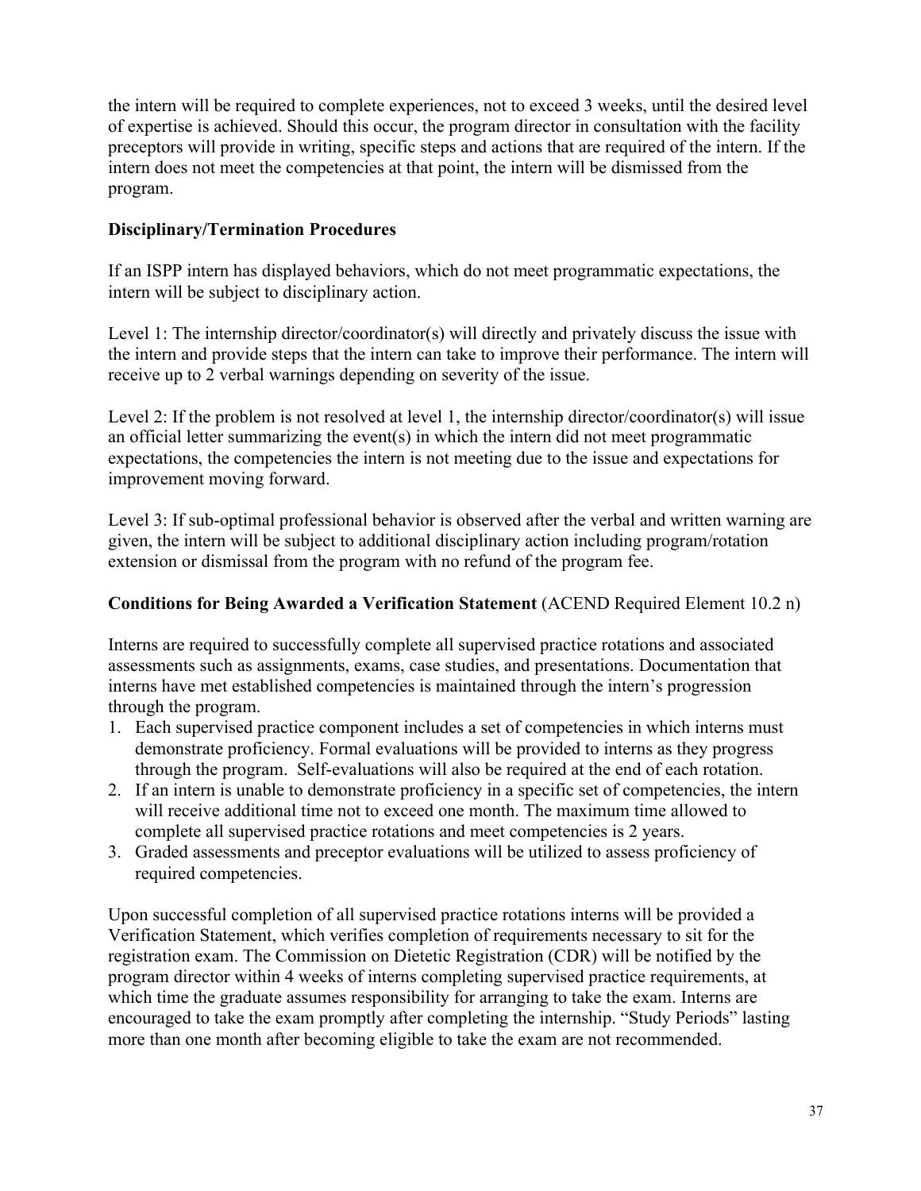the intern will be required to complete experiences, not to exceed 3 weeks, until the desired level of expertise is achieved. Should this occur, the program director in consultation with the facility preceptors will provide in writing, specific steps and actions that are required of the intern. If the intern does not meet the competencies at that point, the intern will be dismissed from the program.

**Disciplinary/Termination Procedures**

If an ISPP intern has displayed behaviors, which do not meet programmatic expectations, the intern will be subject to disciplinary action.

Level 1: The internship director/coordinator(s) will directly and privately discuss the issue with the intern and provide steps that the intern can take to improve their performance. The intern will receive up to 2 verbal warnings depending on severity of the issue.

Level 2: If the problem is not resolved at level 1, the internship director/coordinator(s) will issue an official letter summarizing the event(s) in which the intern did not meet programmatic expectations, the competencies the intern is not meeting due to the issue and expectations for improvement moving forward.

Level 3: If sub-optimal professional behavior is observed after the verbal and written warning are given, the intern will be subject to additional disciplinary action including program/rotation extension or dismissal from the program with no refund of the program fee.

**Conditions for Being Awarded a Verification Statement** (ACEND Required Element 10.2 n)

Interns are required to successfully complete all supervised practice rotations and associated assessments such as assignments, exams, case studies, and presentations. Documentation that interns have met established competencies is maintained through the intern's progression through the program.

1. Each supervised practice component includes a set of competencies in which interns must demonstrate proficiency. Formal evaluations will be provided to interns as they progress through the program. Self-evaluations will also be required at the end of each rotation.
2. If an intern is unable to demonstrate proficiency in a specific set of competencies, the intern will receive additional time not to exceed one month. The maximum time allowed to complete all supervised practice rotations and meet competencies is 2 years.
3. Graded assessments and preceptor evaluations will be utilized to assess proficiency of required competencies.

Upon successful completion of all supervised practice rotations interns will be provided a Verification Statement, which verifies completion of requirements necessary to sit for the registration exam. The Commission on Dietetic Registration (CDR) will be notified by the program director within 4 weeks of interns completing supervised practice requirements, at which time the graduate assumes responsibility for arranging to take the exam. Interns are encouraged to take the exam promptly after completing the internship. "Study Periods" lasting more than one month after becoming eligible to take the exam are not recommended.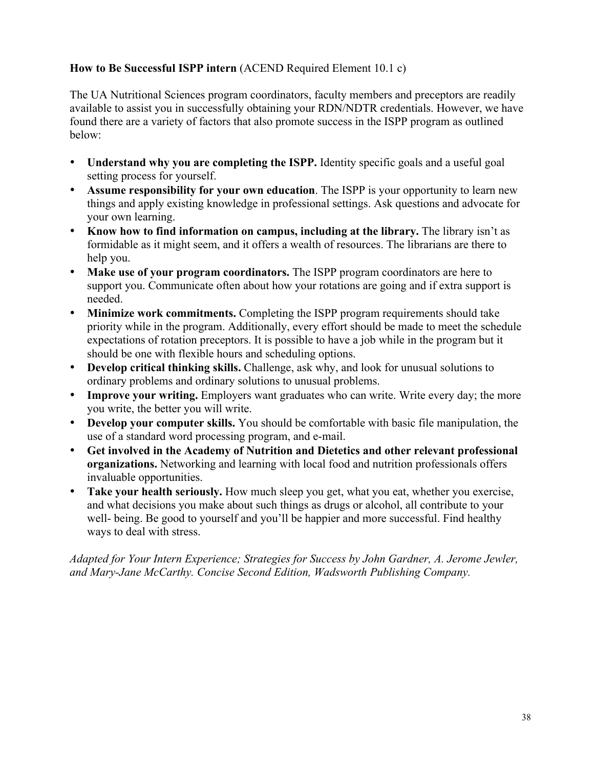**How to Be Successful ISPP intern** (ACEND Required Element 10.1 c)

The UA Nutritional Sciences program coordinators, faculty members and preceptors are readily available to assist you in successfully obtaining your RDN/NDTR credentials. However, we have found there are a variety of factors that also promote success in the ISPP program as outlined below:

- **Understand why you are completing the ISPP.** Identity specific goals and a useful goal setting process for yourself.
- **Assume responsibility for your own education**. The ISPP is your opportunity to learn new things and apply existing knowledge in professional settings. Ask questions and advocate for your own learning.
- **Know how to find information on campus, including at the library.** The library isn't as formidable as it might seem, and it offers a wealth of resources. The librarians are there to help you.
- **Make use of your program coordinators.** The ISPP program coordinators are here to support you. Communicate often about how your rotations are going and if extra support is needed.
- **Minimize work commitments.** Completing the ISPP program requirements should take priority while in the program. Additionally, every effort should be made to meet the schedule expectations of rotation preceptors. It is possible to have a job while in the program but it should be one with flexible hours and scheduling options.
- **Develop critical thinking skills.** Challenge, ask why, and look for unusual solutions to ordinary problems and ordinary solutions to unusual problems.
- **Improve your writing.** Employers want graduates who can write. Write every day; the more you write, the better you will write.
- **Develop your computer skills.** You should be comfortable with basic file manipulation, the use of a standard word processing program, and e-mail.
- **Get involved in the Academy of Nutrition and Dietetics and other relevant professional organizations.** Networking and learning with local food and nutrition professionals offers invaluable opportunities.
- **Take your health seriously.** How much sleep you get, what you eat, whether you exercise, and what decisions you make about such things as drugs or alcohol, all contribute to your well- being. Be good to yourself and you'll be happier and more successful. Find healthy ways to deal with stress.

*Adapted for Your Intern Experience; Strategies for Success by John Gardner, A. Jerome Jewler, and Mary-Jane McCarthy. Concise Second Edition, Wadsworth Publishing Company.*